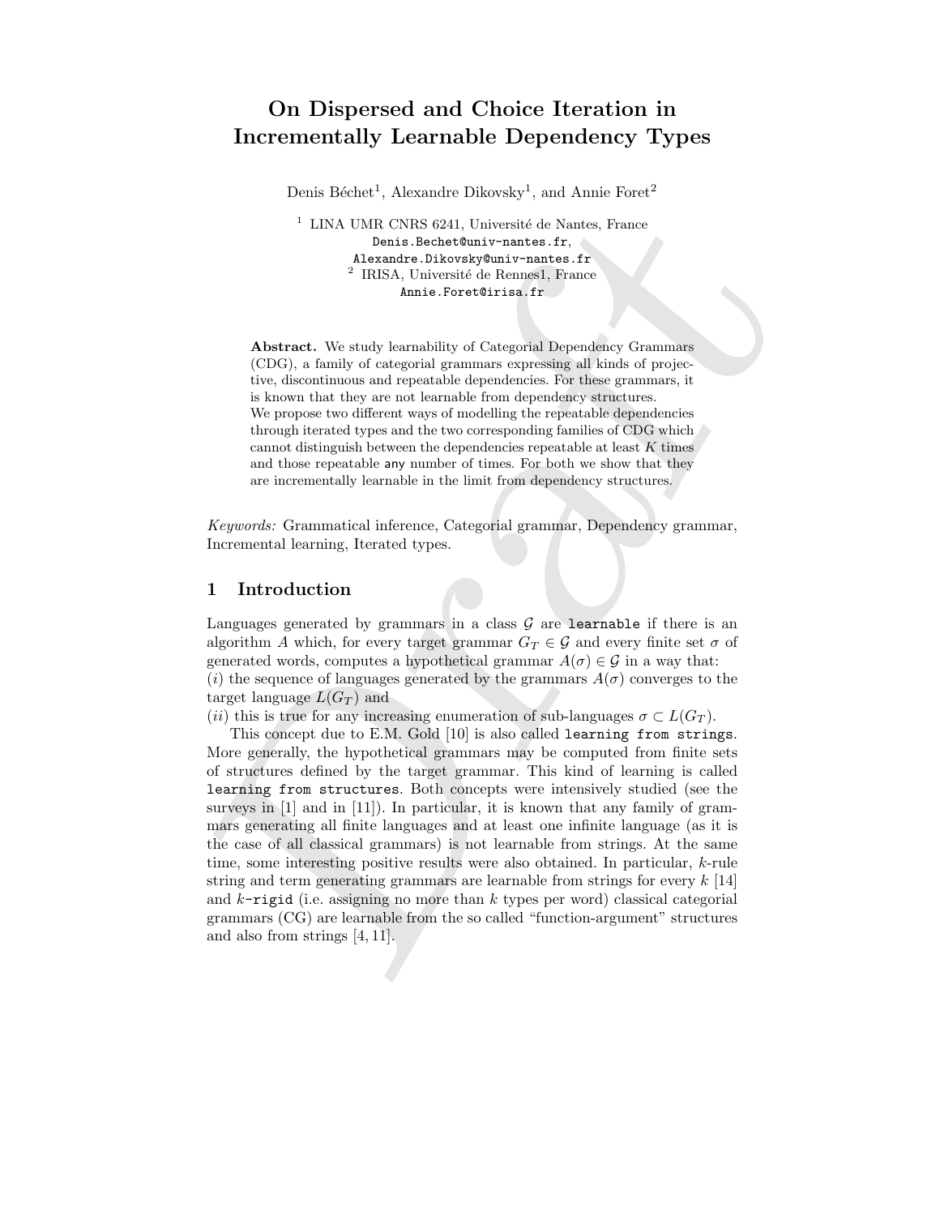# On Dispersed and Choice Iteration in Incrementally Learnable Dependency Types

Denis Béchet[1], Alexandre Dikovsky[1], and Annie Foret[2]

[1] LINA UMR CNRS 6241, Université de Nantes, France
Denis.Bechet@univ-nantes.fr,
Alexandre.Dikovsky@univ-nantes.fr
[2] IRISA, Université de Rennes1, France
Annie.Foret@irisa.fr

**Abstract.** We study learnability of Categorial Dependency Grammars (CDG), a family of categorial grammars expressing all kinds of projective, discontinuous and repeatable dependencies. For these grammars, it is known that they are not learnable from dependency structures. We propose two different ways of modelling the repeatable dependencies through iterated types and the two corresponding families of CDG which cannot distinguish between the dependencies repeatable at least $K$ times and those repeatable any number of times. For both we show that they are incrementally learnable in the limit from dependency structures.

*Keywords:* Grammatical inference, Categorial grammar, Dependency grammar, Incremental learning, Iterated types.

## 1 Introduction

Languages generated by grammars in a class $\mathcal{G}$ are `learnable` if there is an algorithm $A$ which, for every target grammar $G_T \in \mathcal{G}$ and every finite set $\sigma$ of generated words, computes a hypothetical grammar $A(\sigma) \in \mathcal{G}$ in a way that:
($i$) the sequence of languages generated by the grammars $A(\sigma)$ converges to the target language $L(G_T)$ and
($ii$) this is true for any increasing enumeration of sub-languages $\sigma \subset L(G_T)$.

This concept due to E.M. Gold [10] is also called `learning from strings`. More generally, the hypothetical grammars may be computed from finite sets of structures defined by the target grammar. This kind of learning is called `learning from structures`. Both concepts were intensively studied (see the surveys in [1] and in [11]). In particular, it is known that any family of grammars generating all finite languages and at least one infinite language (as it is the case of all classical grammars) is not learnable from strings. At the same time, some interesting positive results were also obtained. In particular, $k$-rule string and term generating grammars are learnable from strings for every $k$ [14] and $k$-`rigid` (i.e. assigning no more than $k$ types per word) classical categorial grammars (CG) are learnable from the so called "function-argument" structures and also from strings [4, 11].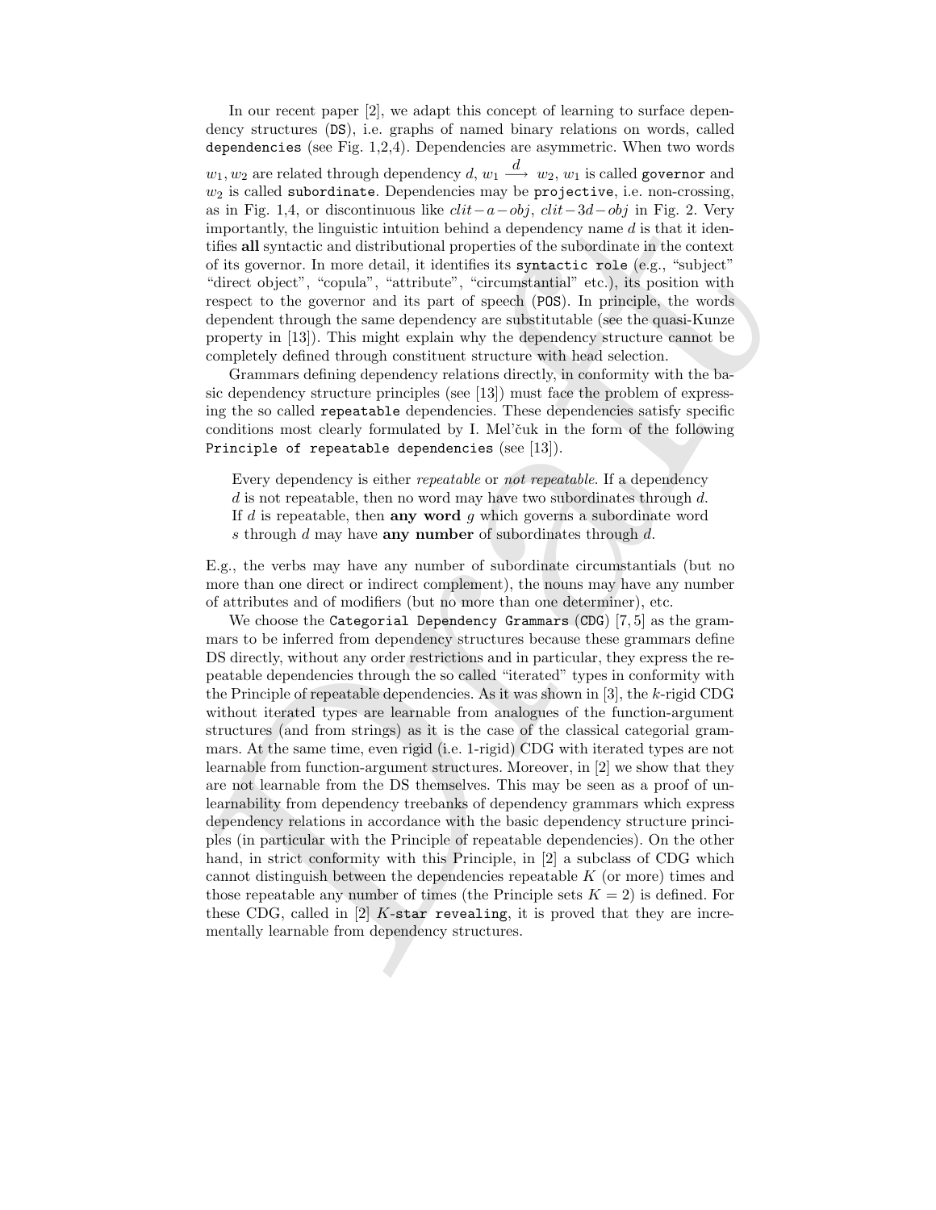In our recent paper [2], we adapt this concept of learning to surface dependency structures (`DS`), i.e. graphs of named binary relations on words, called `dependencies` (see Fig. 1,2,4). Dependencies are asymmetric. When two words $w_1, w_2$ are related through dependency $d$, $w_1 \xrightarrow{d} w_2$, $w_1$ is called `governor` and $w_2$ is called `subordinate`. Dependencies may be `projective`, i.e. non-crossing, as in Fig. 1,4, or discontinuous like $clit-a-obj$, $clit-3d-obj$ in Fig. 2. Very importantly, the linguistic intuition behind a dependency name $d$ is that it identifies **all** syntactic and distributional properties of the subordinate in the context of its governor. In more detail, it identifies its `syntactic role` (e.g., "subject" "direct object", "copula", "attribute", "circumstantial" etc.), its position with respect to the governor and its part of speech (`POS`). In principle, the words dependent through the same dependency are substitutable (see the quasi-Kunze property in [13]). This might explain why the dependency structure cannot be completely defined through constituent structure with head selection.

Grammars defining dependency relations directly, in conformity with the basic dependency structure principles (see [13]) must face the problem of expressing the so called `repeatable` dependencies. These dependencies satisfy specific conditions most clearly formulated by I. Mel'čuk in the form of the following `Principle of repeatable dependencies` (see [13]).

> Every dependency is either *repeatable* or *not repeatable*. If a dependency $d$ is not repeatable, then no word may have two subordinates through $d$. If $d$ is repeatable, then **any word** $g$ which governs a subordinate word $s$ through $d$ may have **any number** of subordinates through $d$.

E.g., the verbs may have any number of subordinate circumstantials (but no more than one direct or indirect complement), the nouns may have any number of attributes and of modifiers (but no more than one determiner), etc.

We choose the `Categorial Dependency Grammars` (`CDG`) [7, 5] as the grammars to be inferred from dependency structures because these grammars define DS directly, without any order restrictions and in particular, they express the repeatable dependencies through the so called "iterated" types in conformity with the Principle of repeatable dependencies. As it was shown in [3], the $k$-rigid CDG without iterated types are learnable from analogues of the function-argument structures (and from strings) as it is the case of the classical categorial grammars. At the same time, even rigid (i.e. 1-rigid) CDG with iterated types are not learnable from function-argument structures. Moreover, in [2] we show that they are not learnable from the DS themselves. This may be seen as a proof of unlearnability from dependency treebanks of dependency grammars which express dependency relations in accordance with the basic dependency structure principles (in particular with the Principle of repeatable dependencies). On the other hand, in strict conformity with this Principle, in [2] a subclass of CDG which cannot distinguish between the dependencies repeatable $K$ (or more) times and those repeatable any number of times (the Principle sets $K = 2$) is defined. For these CDG, called in [2] $K$-`star revealing`, it is proved that they are incrementally learnable from dependency structures.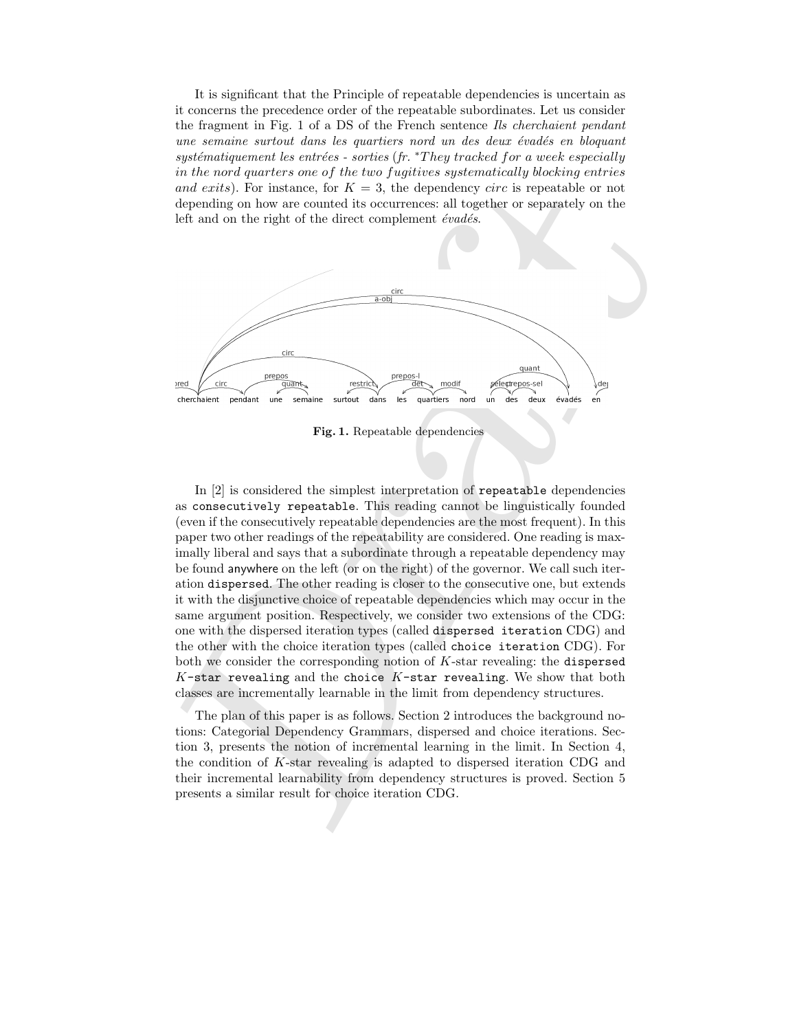It is significant that the Principle of repeatable dependencies is uncertain as it concerns the precedence order of the repeatable subordinates. Let us consider the fragment in Fig. 1 of a DS of the French sentence *Ils cherchaient pendant une semaine surtout dans les quartiers nord un des deux évadés en bloquant systématiquement les entrées - sorties* (*fr.* *\*They tracked for a week especially in the nord quarters one of the two fugitives systematically blocking entries and exits*). For instance, for $K = 3$, the dependency *circ* is repeatable or not depending on how are counted its occurrences: all together or separately on the left and on the right of the direct complement *évadés*.

**Fig. 1.** Repeatable dependencies

In [2] is considered the simplest interpretation of `repeatable` dependencies as `consecutively repeatable`. This reading cannot be linguistically founded (even if the consecutively repeatable dependencies are the most frequent). In this paper two other readings of the repeatability are considered. One reading is maximally liberal and says that a subordinate through a repeatable dependency may be found anywhere on the left (or on the right) of the governor. We call such iteration dispersed. The other reading is closer to the consecutive one, but extends it with the disjunctive choice of repeatable dependencies which may occur in the same argument position. Respectively, we consider two extensions of the CDG: one with the dispersed iteration types (called `dispersed iteration` CDG) and the other with the choice iteration types (called `choice iteration` CDG). For both we consider the corresponding notion of $K$-star revealing: the `dispersed` $K$`-star revealing` and the `choice` $K$`-star revealing`. We show that both classes are incrementally learnable in the limit from dependency structures.

The plan of this paper is as follows. Section 2 introduces the background notions: Categorial Dependency Grammars, dispersed and choice iterations. Section 3, presents the notion of incremental learning in the limit. In Section 4, the condition of $K$-star revealing is adapted to dispersed iteration CDG and their incremental learnability from dependency structures is proved. Section 5 presents a similar result for choice iteration CDG.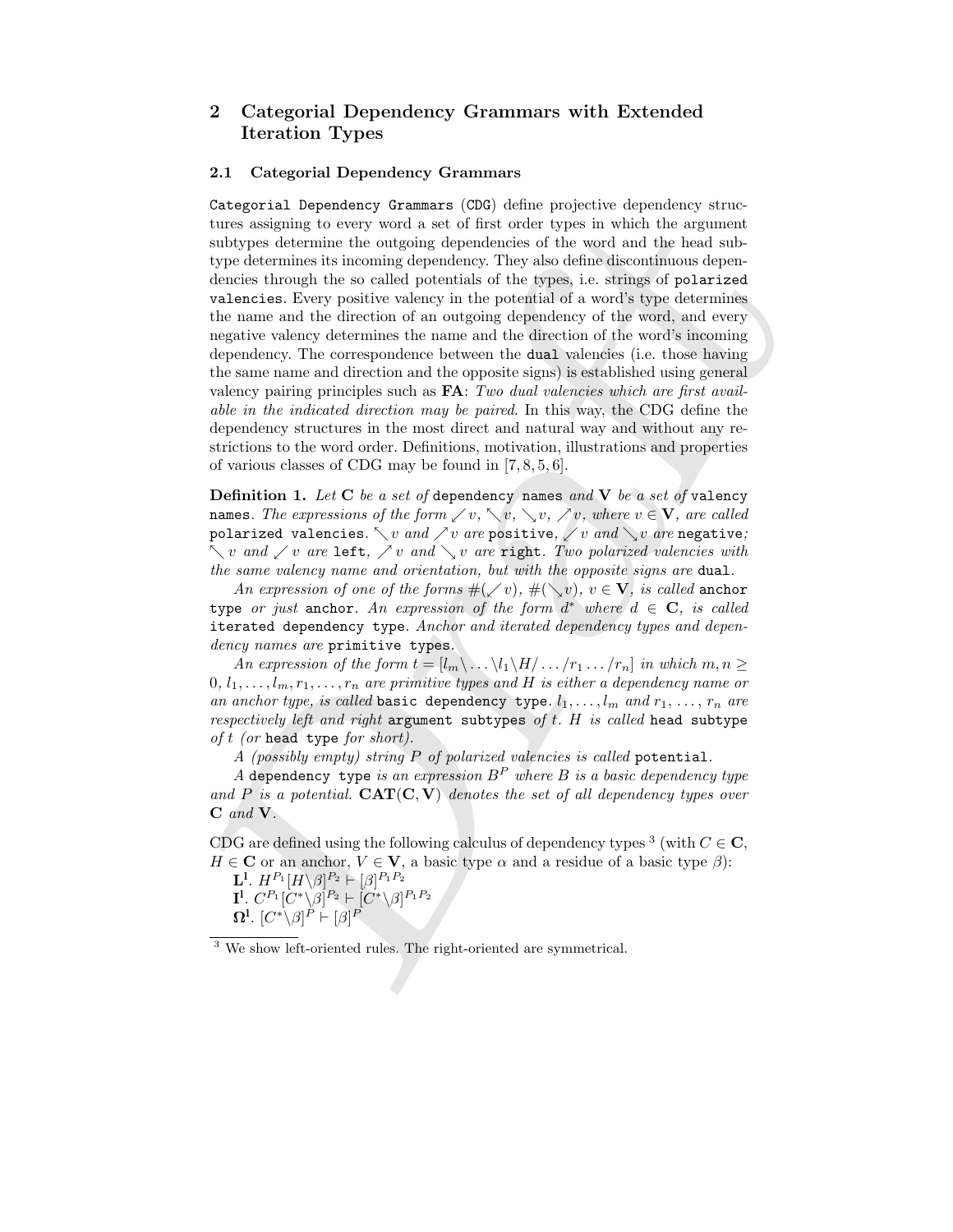## 2 Categorial Dependency Grammars with Extended Iteration Types

### 2.1 Categorial Dependency Grammars

`Categorial Dependency Grammars` (`CDG`) define projective dependency structures assigning to every word a set of first order types in which the argument subtypes determine the outgoing dependencies of the word and the head subtype determines its incoming dependency. They also define discontinuous dependencies through the so called potentials of the types, i.e. strings of `polarized valencies`. Every positive valency in the potential of a word's type determines the name and the direction of an outgoing dependency of the word, and every negative valency determines the name and the direction of the word's incoming dependency. The correspondence between the `dual` valencies (i.e. those having the same name and direction and the opposite signs) is established using general valency pairing principles such as **FA**: *Two dual valencies which are first available in the indicated direction may be paired*. In this way, the CDG define the dependency structures in the most direct and natural way and without any restrictions to the word order. Definitions, motivation, illustrations and properties of various classes of CDG may be found in [7, 8, 5, 6].

**Definition 1.** *Let* $\mathbf{C}$ *be a set of* `dependency names` *and* $\mathbf{V}$ *be a set of* `valency names`. *The expressions of the form* $\swarrow v$, $\nwarrow v$, $\searrow v$, $\nearrow v$, *where* $v \in \mathbf{V}$, *are called* `polarized valencies`. $\nwarrow v$ *and* $\nearrow v$ *are* `positive`, $\swarrow v$ *and* $\searrow v$ *are* `negative`*;* $\nwarrow v$ *and* $\swarrow v$ *are* `left`, $\nearrow v$ *and* $\searrow v$ *are* `right`. *Two polarized valencies with the same valency name and orientation, but with the opposite signs are* `dual`.

*An expression of one of the forms* $\#(\swarrow v)$, $\#(\searrow v)$, $v \in \mathbf{V}$, *is called* `anchor type` *or just* `anchor`. *An expression of the form* $d^*$ *where* $d \in \mathbf{C}$, *is called* `iterated dependency type`. *Anchor and iterated dependency types and dependency names are* `primitive types`.

*An expression of the form* $t = [l_m\backslash \ldots \backslash l_1\backslash H/ \ldots /r_1 \ldots /r_n]$ *in which* $m, n \geq 0$, $l_1, \ldots, l_m, r_1, \ldots, r_n$ *are primitive types and* $H$ *is either a dependency name or an anchor type, is called* `basic dependency type`. $l_1, \ldots, l_m$ *and* $r_1, \ldots, r_n$ *are respectively left and right* `argument subtypes` *of* $t$. $H$ *is called* `head subtype` *of* $t$ *(or* `head type` *for short).*

*A (possibly empty) string* $P$ *of polarized valencies is called* `potential`.

*A* `dependency type` *is an expression* $B^P$ *where* $B$ *is a basic dependency type and* $P$ *is a potential.* $\mathbf{CAT}(\mathbf{C}, \mathbf{V})$ *denotes the set of all dependency types over* $\mathbf{C}$ *and* $\mathbf{V}$.

CDG are defined using the following calculus of dependency types [3] (with $C \in \mathbf{C}$, $H \in \mathbf{C}$ or an anchor, $V \in \mathbf{V}$, a basic type $\alpha$ and a residue of a basic type $\beta$):

$\mathbf{L^l}$. $H^{P_1}[H\backslash\beta]^{P_2} \vdash [\beta]^{P_1P_2}$

$\mathbf{I^l}$. $C^{P_1}[C^*\backslash\beta]^{P_2} \vdash [C^*\backslash\beta]^{P_1P_2}$

$\mathbf{\Omega^l}$. $[C^*\backslash\beta]^P \vdash [\beta]^P$

[3] We show left-oriented rules. The right-oriented are symmetrical.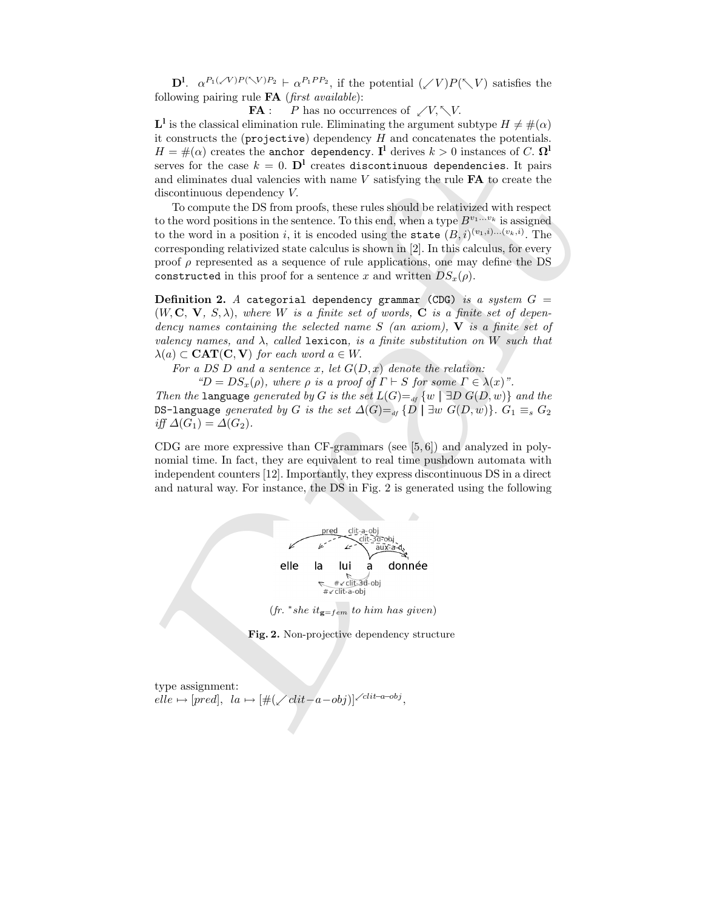**D[l]**. $\alpha^{P_1(\swarrow V)P(\nwarrow V)P_2} \vdash \alpha^{P_1 P P_2}$, if the potential $(\swarrow V)P(\nwarrow V)$ satisfies the following pairing rule **FA** (*first available*):

**FA** : $\quad P$ has no occurrences of $\swarrow V, \nwarrow V$.

**L[l]** is the classical elimination rule. Eliminating the argument subtype $H \neq \#(\alpha)$ it constructs the (projective) dependency $H$ and concatenates the potentials. $H = \#(\alpha)$ creates the anchor dependency. **I[l]** derives $k > 0$ instances of $C$. **Ω[l]** serves for the case $k = 0$. **D[l]** creates discontinuous dependencies. It pairs and eliminates dual valencies with name $V$ satisfying the rule **FA** to create the discontinuous dependency $V$.

To compute the DS from proofs, these rules should be relativized with respect to the word positions in the sentence. To this end, when a type $B^{v_1 \ldots v_k}$ is assigned to the word in a position $i$, it is encoded using the state $(B,i)^{(v_1,i)\ldots(v_k,i)}$. The corresponding relativized state calculus is shown in [2]. In this calculus, for every proof $\rho$ represented as a sequence of rule applications, one may define the DS constructed in this proof for a sentence $x$ and written $DS_x(\rho)$.

**Definition 2.** *A* categorial dependency grammar (CDG) *is a system* $G = (W, \mathbf{C}, \mathbf{V}, S, \lambda)$, *where* $W$ *is a finite set of words,* $\mathbf{C}$ *is a finite set of dependency names containing the selected name* $S$ *(an axiom),* $\mathbf{V}$ *is a finite set of valency names, and* $\lambda$*, called* lexicon*, is a finite substitution on* $W$ *such that* $\lambda(a) \subset \mathbf{CAT}(\mathbf{C}, \mathbf{V})$ *for each word* $a \in W$.

*For a DS* $D$ *and a sentence* $x$*, let* $G(D, x)$ *denote the relation:*

*"*$D = DS_x(\rho)$*, where* $\rho$ *is a proof of* $\Gamma \vdash S$ *for some* $\Gamma \in \lambda(x)$*".*

*Then the* language *generated by* $G$ *is the set* $L(G) =_{df} \{w \mid \exists D\, G(D, w)\}$ *and the* DS-language *generated by* $G$ *is the set* $\Delta(G) =_{df} \{D \mid \exists w\, G(D, w)\}$. $G_1 \equiv_s G_2$ *iff* $\Delta(G_1) = \Delta(G_2)$.

CDG are more expressive than CF-grammars (see [5, 6]) and analyzed in polynomial time. In fact, they are equivalent to real time pushdown automata with independent counters [12]. Importantly, they express discontinuous DS in a direct and natural way. For instance, the DS in Fig. 2 is generated using the following

(*fr.* *\*she it*$_{\mathbf{g}=fem}$ *to him has given*)

**Fig. 2.** Non-projective dependency structure

type assignment:
$elle \mapsto [pred]$, $\; la \mapsto [\#(\swarrow clit{-}a{-}obj)]^{\swarrow clit{-}a{-}obj}$,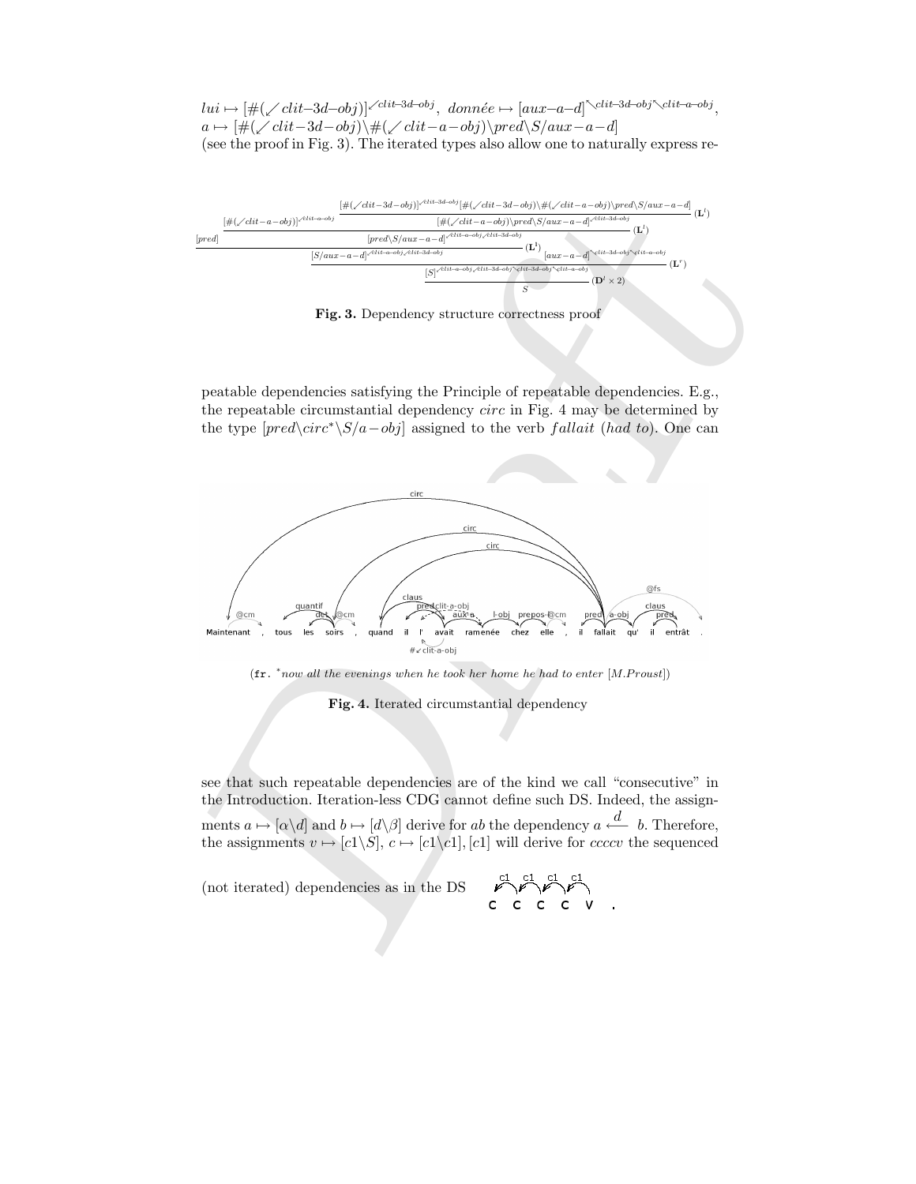$lui \mapsto [\#(\swarrow clit\text{–}3d\text{–}obj)]^{\swarrow clit\text{–}3d\text{–}obj}$, $donnée \mapsto [aux\text{–}a\text{–}d]^{\nwarrow clit\text{–}3d\text{–}obj \nwarrow clit\text{–}a\text{–}obj}$,
$a \mapsto [\#(\swarrow clit\text{–}3d\text{–}obj)\backslash\#(\swarrow clit\text{–}a\text{–}obj)\backslash pred\backslash S/aux\text{–}a\text{–}d]$
(see the proof in Fig. 3). The iterated types also allow one to naturally express re-

$$
\cfrac{[pred] \quad \cfrac{\cfrac{[\#(\swarrow clit-a-obj)]^{\swarrow clit-a-obj} \quad \cfrac{[\#(\swarrow clit-3d-obj)]^{\swarrow clit-3d-obj}[\#(\swarrow clit-3d-obj)\backslash\#(\swarrow clit-a-obj)\backslash pred\backslash S/aux-a-d]}{[\#(\swarrow clit-a-obj)\backslash pred\backslash S/aux-a-d]^{\swarrow clit-3d-obj}}\,(\mathbf{L}^l)}{[pred\backslash S/aux-a-d]^{\swarrow clit-a-obj\swarrow clit-3d-obj}}\,(\mathbf{L}^l)}{[S/aux-a-d]^{\swarrow clit-a-obj\swarrow clit-3d-obj}}\,(\mathbf{L}^l) \quad [aux-a-d]^{\nwarrow clit-3d-obj\nwarrow clit-a-obj}}{\cfrac{[S]^{\swarrow clit-a-obj\swarrow clit-3d-obj\nwarrow clit-3d-obj\nwarrow clit-a-obj}}{S}\,(\mathbf{D}^l\times 2)}\,(\mathbf{L}^r)
$$

**Fig. 3.** Dependency structure correctness proof

peatable dependencies satisfying the Principle of repeatable dependencies. E.g., the repeatable circumstantial dependency *circ* in Fig. 4 may be determined by the type $[pred\backslash circ^{*}\backslash S/a\text{−}obj]$ assigned to the verb *fallait* (*had to*). One can

(fr. *\*now all the evenings when he took her home he had to enter [M.Proust]*)

**Fig. 4.** Iterated circumstantial dependency

see that such repeatable dependencies are of the kind we call "consecutive" in the Introduction. Iteration-less CDG cannot define such DS. Indeed, the assignments $a \mapsto [\alpha\backslash d]$ and $b \mapsto [d\backslash\beta]$ derive for $ab$ the dependency $a \overset{d}{\longleftarrow} b$. Therefore, the assignments $v \mapsto [c1\backslash S]$, $c \mapsto [c1\backslash c1], [c1]$ will derive for $ccccv$ the sequenced

(not iterated) dependencies as in the DS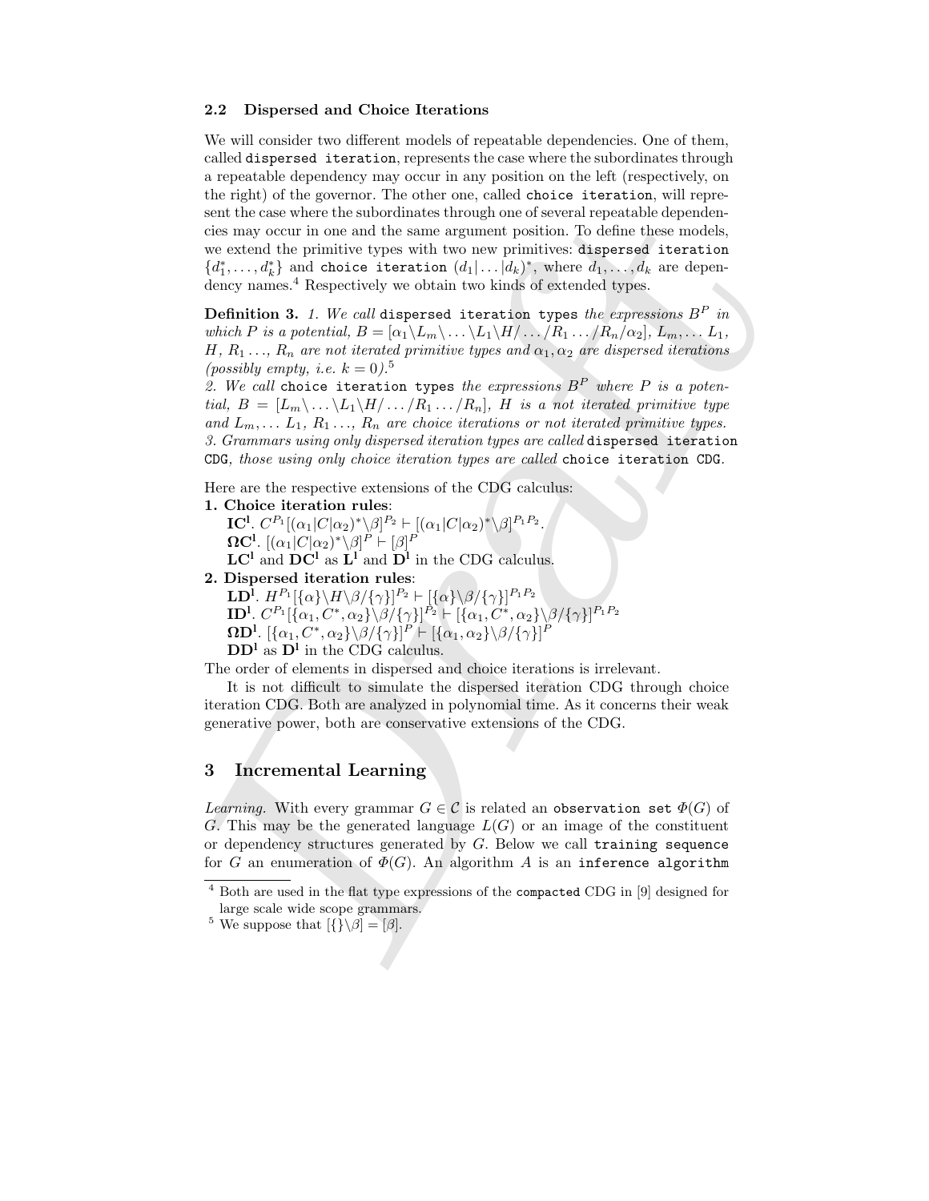### 2.2 Dispersed and Choice Iterations

We will consider two different models of repeatable dependencies. One of them, called `dispersed iteration`, represents the case where the subordinates through a repeatable dependency may occur in any position on the left (respectively, on the right) of the governor. The other one, called `choice iteration`, will represent the case where the subordinates through one of several repeatable dependencies may occur in one and the same argument position. To define these models, we extend the primitive types with two new primitives: `dispersed iteration` $\{d_1^*, \ldots, d_k^*\}$ and `choice iteration` $(d_1| \ldots |d_k)^*$, where $d_1, \ldots, d_k$ are dependency names.[4] Respectively we obtain two kinds of extended types.

**Definition 3.** *1. We call* `dispersed iteration types` *the expressions $B^P$ in which $P$ is a potential, $B = [\alpha_1\backslash L_m\backslash \ldots \backslash L_1\backslash H/\ldots/R_1 \ldots /R_n/\alpha_2]$, $L_m, \ldots L_1$, $H$, $R_1 \ldots$, $R_n$ are not iterated primitive types and $\alpha_1, \alpha_2$ are dispersed iterations (possibly empty, i.e. $k = 0$).*[5]
*2. We call* `choice iteration types` *the expressions $B^P$ where $P$ is a potential, $B = [L_m\backslash \ldots \backslash L_1\backslash H/\ldots/R_1 \ldots /R_n]$, $H$ is a not iterated primitive type and $L_m, \ldots L_1$, $R_1 \ldots$, $R_n$ are choice iterations or not iterated primitive types.*
*3. Grammars using only dispersed iteration types are called* `dispersed iteration CDG`*, those using only choice iteration types are called* `choice iteration CDG`*.*

Here are the respective extensions of the CDG calculus:

**1. Choice iteration rules**:
   $\mathbf{IC^l}$. $C^{P_1}[(\alpha_1|C|\alpha_2)^*\backslash\beta]^{P_2} \vdash [(\alpha_1|C|\alpha_2)^*\backslash\beta]^{P_1P_2}$.
   $\mathbf{\Omega C^l}$. $[(\alpha_1|C|\alpha_2)^*\backslash\beta]^P \vdash [\beta]^P$
   $\mathbf{LC^l}$ and $\mathbf{DC^l}$ as $\mathbf{L^l}$ and $\mathbf{D^l}$ in the CDG calculus.

**2. Dispersed iteration rules**:
   $\mathbf{LD^l}$. $H^{P_1}[\{\alpha\}\backslash H\backslash\beta/\{\gamma\}]^{P_2} \vdash [\{\alpha\}\backslash\beta/\{\gamma\}]^{P_1P_2}$
   $\mathbf{ID^l}$. $C^{P_1}[\{\alpha_1, C^*, \alpha_2\}\backslash\beta/\{\gamma\}]^{P_2} \vdash [\{\alpha_1, C^*, \alpha_2\}\backslash\beta/\{\gamma\}]^{P_1P_2}$
   $\mathbf{\Omega D^l}$. $[\{\alpha_1, C^*, \alpha_2\}\backslash\beta/\{\gamma\}]^P \vdash [\{\alpha_1, \alpha_2\}\backslash\beta/\{\gamma\}]^P$
   $\mathbf{DD^l}$ as $\mathbf{D^l}$ in the CDG calculus.

The order of elements in dispersed and choice iterations is irrelevant.

It is not difficult to simulate the dispersed iteration CDG through choice iteration CDG. Both are analyzed in polynomial time. As it concerns their weak generative power, both are conservative extensions of the CDG.

## 3 Incremental Learning

*Learning.* With every grammar $G \in \mathcal{C}$ is related an `observation set` $\Phi(G)$ of $G$. This may be the generated language $L(G)$ or an image of the constituent or dependency structures generated by $G$. Below we call `training sequence` for $G$ an enumeration of $\Phi(G)$. An algorithm $A$ is an `inference algorithm`

---

[4] Both are used in the flat type expressions of the `compacted` CDG in [9] designed for large scale wide scope grammars.

[5] We suppose that $[\{\}\backslash\beta] = [\beta]$.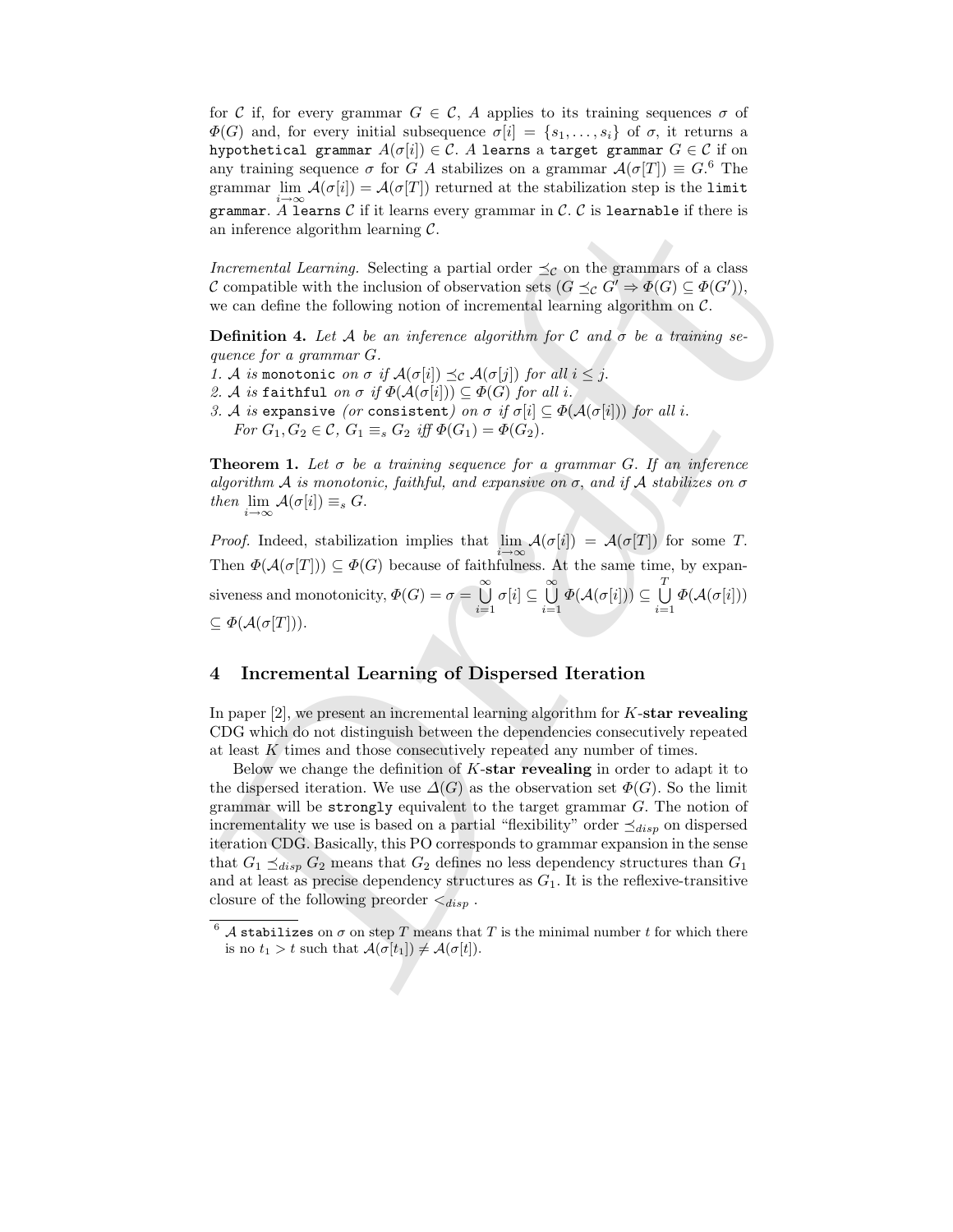for $\mathcal{C}$ if, for every grammar $G \in \mathcal{C}$, $A$ applies to its training sequences $\sigma$ of $\Phi(G)$ and, for every initial subsequence $\sigma[i] = \{s_1, \ldots, s_i\}$ of $\sigma$, it returns a `hypothetical grammar` $A(\sigma[i]) \in \mathcal{C}$. $A$ `learns` a `target grammar` $G \in \mathcal{C}$ if on any training sequence $\sigma$ for $G$ $A$ stabilizes on a grammar $\mathcal{A}(\sigma[T]) \equiv G$.[6] The grammar $\lim_{i\to\infty} \mathcal{A}(\sigma[i]) = \mathcal{A}(\sigma[T])$ returned at the stabilization step is the `limit grammar`. $A$ `learns` $\mathcal{C}$ if it learns every grammar in $\mathcal{C}$. $\mathcal{C}$ is `learnable` if there is an inference algorithm learning $\mathcal{C}$.

*Incremental Learning.* Selecting a partial order $\preceq_{\mathcal{C}}$ on the grammars of a class $\mathcal{C}$ compatible with the inclusion of observation sets ($G \preceq_{\mathcal{C}} G' \Rightarrow \Phi(G) \subseteq \Phi(G')$), we can define the following notion of incremental learning algorithm on $\mathcal{C}$.

**Definition 4.** *Let $\mathcal{A}$ be an inference algorithm for $\mathcal{C}$ and $\sigma$ be a training sequence for a grammar $G$.*
1. *$\mathcal{A}$ is* `monotonic` *on $\sigma$ if $\mathcal{A}(\sigma[i]) \preceq_{\mathcal{C}} \mathcal{A}(\sigma[j])$ for all $i \leq j$.*
2. *$\mathcal{A}$ is* `faithful` *on $\sigma$ if $\Phi(\mathcal{A}(\sigma[i])) \subseteq \Phi(G)$ for all $i$.*
3. *$\mathcal{A}$ is* `expansive` *(or* `consistent`*) on $\sigma$ if $\sigma[i] \subseteq \Phi(\mathcal{A}(\sigma[i]))$ for all $i$.*
   *For $G_1, G_2 \in \mathcal{C}$, $G_1 \equiv_s G_2$ iff $\Phi(G_1) = \Phi(G_2)$.*

**Theorem 1.** *Let $\sigma$ be a training sequence for a grammar $G$. If an inference algorithm $\mathcal{A}$ is monotonic, faithful, and expansive on $\sigma$, and if $\mathcal{A}$ stabilizes on $\sigma$ then $\lim_{i\to\infty} \mathcal{A}(\sigma[i]) \equiv_s G$.*

*Proof.* Indeed, stabilization implies that $\lim_{i\to\infty} \mathcal{A}(\sigma[i]) = \mathcal{A}(\sigma[T])$ for some $T$. Then $\Phi(\mathcal{A}(\sigma[T])) \subseteq \Phi(G)$ because of faithfulness. At the same time, by expansiveness and monotonicity, $\Phi(G) = \sigma = \bigcup_{i=1}^{\infty} \sigma[i] \subseteq \bigcup_{i=1}^{\infty} \Phi(\mathcal{A}(\sigma[i])) \subseteq \bigcup_{i=1}^{T} \Phi(\mathcal{A}(\sigma[i])) \subseteq \Phi(\mathcal{A}(\sigma[T]))$.

## 4 Incremental Learning of Dispersed Iteration

In paper [2], we present an incremental learning algorithm for $K$-**star revealing** CDG which do not distinguish between the dependencies consecutively repeated at least $K$ times and those consecutively repeated any number of times.

Below we change the definition of $K$-**star revealing** in order to adapt it to the dispersed iteration. We use $\Delta(G)$ as the observation set $\Phi(G)$. So the limit grammar will be `strongly` equivalent to the target grammar $G$. The notion of incrementality we use is based on a partial "flexibility" order $\preceq_{disp}$ on dispersed iteration CDG. Basically, this PO corresponds to grammar expansion in the sense that $G_1 \preceq_{disp} G_2$ means that $G_2$ defines no less dependency structures than $G_1$ and at least as precise dependency structures as $G_1$. It is the reflexive-transitive closure of the following preorder $<_{disp}$.

[6] $\mathcal{A}$ `stabilizes` on $\sigma$ on step $T$ means that $T$ is the minimal number $t$ for which there is no $t_1 > t$ such that $\mathcal{A}(\sigma[t_1]) \neq \mathcal{A}(\sigma[t])$.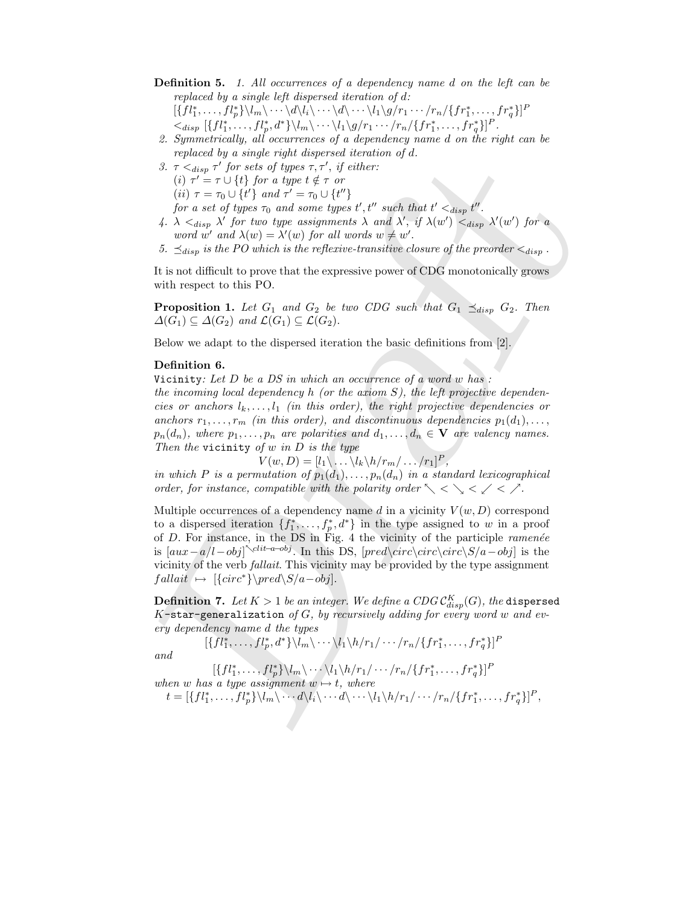**Definition 5.** *1. All occurrences of a dependency name d on the left can be replaced by a single left dispersed iteration of d:*
$[\{fl_1^*,\ldots,fl_p^*\}\backslash l_m\backslash\cdots\backslash d\backslash l_i\backslash\cdots\backslash d\backslash\cdots\backslash l_1\backslash g/r_1\cdots/r_n/\{fr_1^*,\ldots,fr_q^*\}]^P$
$<_{disp} [\{fl_1^*,\ldots,fl_p^*,d^*\}\backslash l_m\backslash\cdots\backslash l_1\backslash g/r_1\cdots/r_n/\{fr_1^*,\ldots,fr_q^*\}]^P.$

*2. Symmetrically, all occurrences of a dependency name d on the right can be replaced by a single right dispersed iteration of d.*

*3. $\tau <_{disp} \tau'$ for sets of types $\tau, \tau'$, if either:*
*(i) $\tau' = \tau \cup \{t\}$ for a type $t \notin \tau$ or*
*(ii) $\tau = \tau_0 \cup \{t'\}$ and $\tau' = \tau_0 \cup \{t''\}$*
*for a set of types $\tau_0$ and some types $t', t''$ such that $t' <_{disp} t''$.*

*4. $\lambda <_{disp} \lambda'$ for two type assignments $\lambda$ and $\lambda'$, if $\lambda(w') <_{disp} \lambda'(w')$ for a word $w'$ and $\lambda(w) = \lambda'(w)$ for all words $w \neq w'$.*

*5. $\preceq_{disp}$ is the PO which is the reflexive-transitive closure of the preorder $<_{disp}$.*

It is not difficult to prove that the expressive power of CDG monotonically grows with respect to this PO.

**Proposition 1.** *Let $G_1$ and $G_2$ be two CDG such that $G_1 \preceq_{disp} G_2$. Then $\Delta(G_1) \subseteq \Delta(G_2)$ and $\mathcal{L}(G_1) \subseteq \mathcal{L}(G_2)$.*

Below we adapt to the dispersed iteration the basic definitions from [2].

**Definition 6.**
`Vicinity`*: Let D be a DS in which an occurrence of a word w has : the incoming local dependency h (or the axiom S), the left projective dependencies or anchors $l_k,\ldots,l_1$ (in this order), the right projective dependencies or anchors $r_1,\ldots,r_m$ (in this order), and discontinuous dependencies $p_1(d_1),\ldots,p_n(d_n)$, where $p_1,\ldots,p_n$ are polarities and $d_1,\ldots,d_n \in \mathbf{V}$ are valency names. Then the* `vicinity` *of w in D is the type*

$$V(w,D) = [l_1\backslash\ldots\backslash l_k\backslash h/r_m/\ldots/r_1]^P,$$

*in which P is a permutation of $p_1(d_1),\ldots,p_n(d_n)$ in a standard lexicographical order, for instance, compatible with the polarity order $\nwarrow < \searrow < \swarrow < \nearrow$.*

Multiple occurrences of a dependency name $d$ in a vicinity $V(w,D)$ correspond to a dispersed iteration $\{f_1^*,\ldots,f_p^*,d^*\}$ in the type assigned to $w$ in a proof of $D$. For instance, in the DS in Fig. 4 the vicinity of the participle *ramenée* is $[aux-a/l-obj]^{\nwarrow clit-a-obj}$. In this DS, $[pred\backslash circ\backslash circ\backslash circ\backslash S/a-obj]$ is the vicinity of the verb *fallait*. This vicinity may be provided by the type assignment $fallait \mapsto [\{circ^*\}\backslash pred\backslash S/a-obj]$.

**Definition 7.** *Let $K > 1$ be an integer. We define a CDG $\mathcal{C}^K_{disp}(G)$, the* `dispersed K-star-generalization` *of G, by recursively adding for every word w and every dependency name d the types*

$$[\{fl_1^*,\ldots,fl_p^*,d^*\}\backslash l_m\backslash\cdots\backslash l_1\backslash h/r_1/\cdots/r_n/\{fr_1^*,\ldots,fr_q^*\}]^P$$

*and*

$$[\{fl_1^*,\ldots,fl_p^*\}\backslash l_m\backslash\cdots\backslash l_1\backslash h/r_1/\cdots/r_n/\{fr_1^*,\ldots,fr_q^*\}]^P$$

*when w has a type assignment $w \mapsto t$, where*

$$t = [\{fl_1^*,\ldots,fl_p^*\}\backslash l_m\backslash\cdots d\backslash l_i\backslash\cdots d\backslash\cdots\backslash l_1\backslash h/r_1/\cdots/r_n/\{fr_1^*,\ldots,fr_q^*\}]^P,$$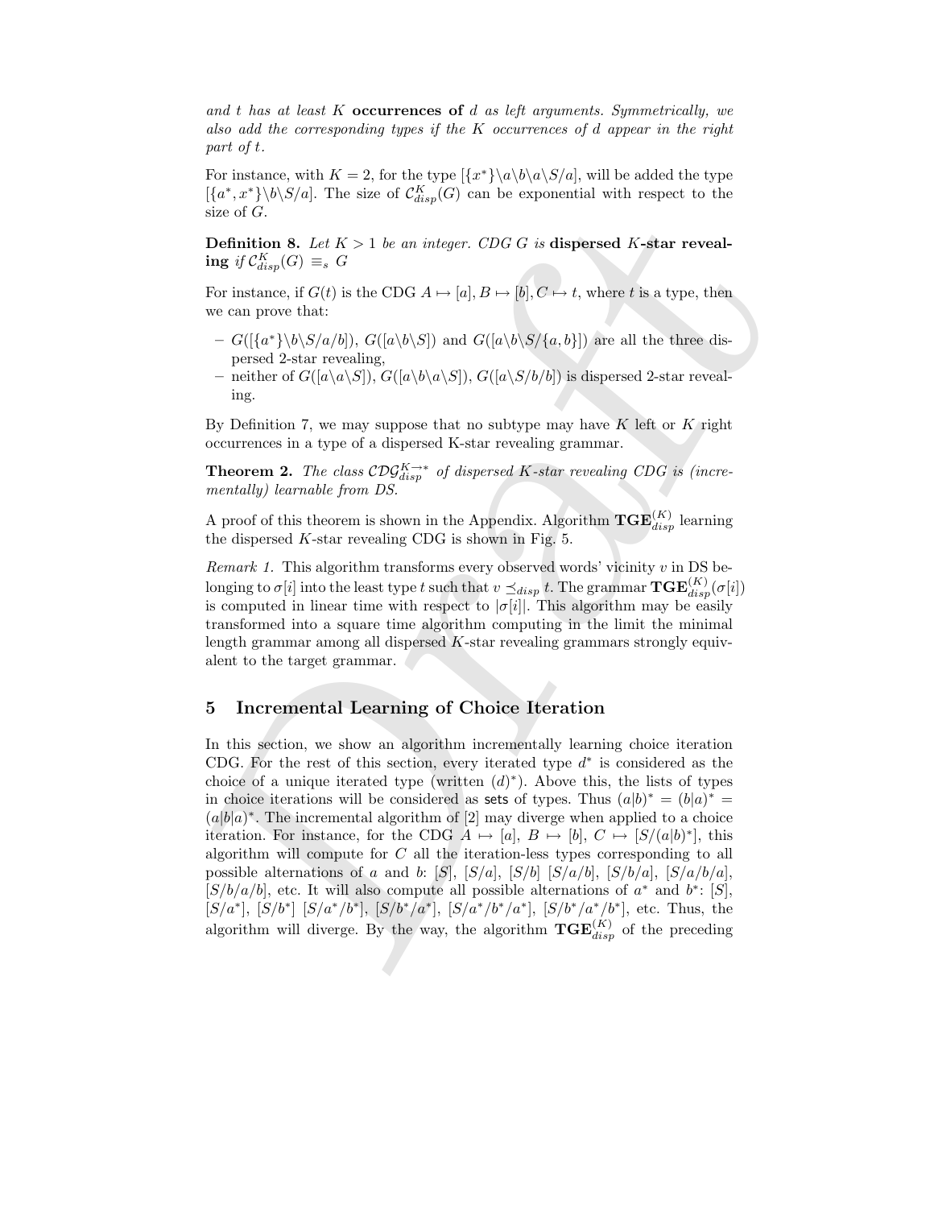*and $t$ has at least $K$* **occurrences of** *$d$ as left arguments. Symmetrically, we also add the corresponding types if the $K$ occurrences of $d$ appear in the right part of $t$.*

For instance, with $K = 2$, for the type $[\{x^*\}\backslash a\backslash b\backslash a\backslash S/a]$, will be added the type $[\{a^*, x^*\}\backslash b\backslash S/a]$. The size of $\mathcal{C}^K_{disp}(G)$ can be exponential with respect to the size of $G$.

**Definition 8.** *Let $K > 1$ be an integer. CDG $G$ is* **dispersed $K$-star revealing** *if $\mathcal{C}^K_{disp}(G) \equiv_s G$*

For instance, if $G(t)$ is the CDG $A \mapsto [a], B \mapsto [b], C \mapsto t$, where $t$ is a type, then we can prove that:

– $G([\{a^*\}\backslash b\backslash S/a/b])$, $G([a\backslash b\backslash S])$ and $G([a\backslash b\backslash S/\{a, b\}])$ are all the three dispersed 2-star revealing,
– neither of $G([a\backslash a\backslash S])$, $G([a\backslash b\backslash a\backslash S])$, $G([a\backslash S/b/b])$ is dispersed 2-star revealing.

By Definition 7, we may suppose that no subtype may have $K$ left or $K$ right occurrences in a type of a dispersed K-star revealing grammar.

**Theorem 2.** *The class $\mathcal{CDG}^{K\to *}_{disp}$ of dispersed $K$-star revealing CDG is (incrementally) learnable from DS.*

A proof of this theorem is shown in the Appendix. Algorithm $\mathbf{TGE}^{(K)}_{disp}$ learning the dispersed $K$-star revealing CDG is shown in Fig. 5.

*Remark 1.* This algorithm transforms every observed words' vicinity $v$ in DS belonging to $\sigma[i]$ into the least type $t$ such that $v \preceq_{disp} t$. The grammar $\mathbf{TGE}^{(K)}_{disp}(\sigma[i])$ is computed in linear time with respect to $|\sigma[i]|$. This algorithm may be easily transformed into a square time algorithm computing in the limit the minimal length grammar among all dispersed $K$-star revealing grammars strongly equivalent to the target grammar.

## 5 Incremental Learning of Choice Iteration

In this section, we show an algorithm incrementally learning choice iteration CDG. For the rest of this section, every iterated type $d^*$ is considered as the choice of a unique iterated type (written $(d)^*$). Above this, the lists of types in choice iterations will be considered as sets of types. Thus $(a|b)^* = (b|a)^* = (a|b|a)^*$. The incremental algorithm of [2] may diverge when applied to a choice iteration. For instance, for the CDG $A \mapsto [a]$, $B \mapsto [b]$, $C \mapsto [S/(a|b)^*]$, this algorithm will compute for $C$ all the iteration-less types corresponding to all possible alternations of $a$ and $b$: $[S]$, $[S/a]$, $[S/b]$ $[S/a/b]$, $[S/b/a]$, $[S/a/b/a]$, $[S/b/a/b]$, etc. It will also compute all possible alternations of $a^*$ and $b^*$: $[S]$, $[S/a^*]$, $[S/b^*]$ $[S/a^*/b^*]$, $[S/b^*/a^*]$, $[S/a^*/b^*/a^*]$, $[S/b^*/a^*/b^*]$, etc. Thus, the algorithm will diverge. By the way, the algorithm $\mathbf{TGE}^{(K)}_{disp}$ of the preceding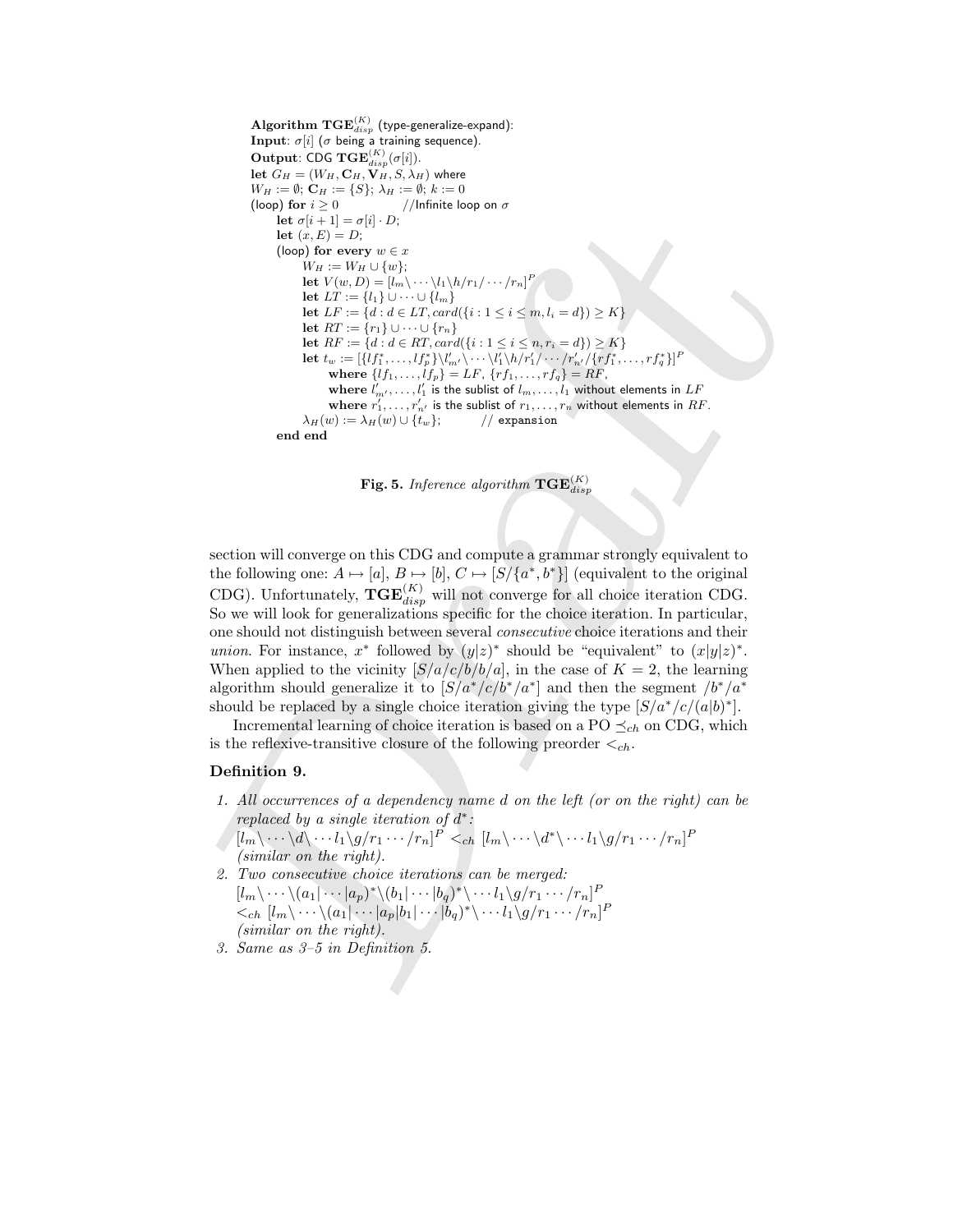**Algorithm** $\mathbf{TGE}^{(K)}_{disp}$ (type-generalize-expand):
**Input**: $\sigma[i]$ ($\sigma$ being a training sequence).
**Output**: CDG $\mathbf{TGE}^{(K)}_{disp}(\sigma[i])$.
**let** $G_H = (W_H, \mathbf{C}_H, \mathbf{V}_H, S, \lambda_H)$ where
$W_H := \emptyset$; $\mathbf{C}_H := \{S\}$; $\lambda_H := \emptyset$; $k := 0$
(loop) **for** $i \geq 0$ //Infinite loop on $\sigma$
  **let** $\sigma[i+1] = \sigma[i] \cdot D$;
  **let** $(x, E) = D$;
  (loop) **for every** $w \in x$
    $W_H := W_H \cup \{w\}$;
    **let** $V(w, D) = [l_m\backslash \cdots \backslash l_1 \backslash h / r_1 / \cdots / r_n]^P$
    **let** $LT := \{l_1\} \cup \cdots \cup \{l_m\}$
    **let** $LF := \{d : d \in LT, card(\{i : 1 \leq i \leq m, l_i = d\}) \geq K\}$
    **let** $RT := \{r_1\} \cup \cdots \cup \{r_n\}$
    **let** $RF := \{d : d \in RT, card(\{i : 1 \leq i \leq n, r_i = d\}) \geq K\}$
    **let** $t_w := [\{lf_1^*, \ldots, lf_p^*\} \backslash l'_{m'} \backslash \cdots \backslash l'_1 \backslash h / r'_1 / \cdots / r'_{n'} / \{rf_1^*, \ldots, rf_q^*\}]^P$
      **where** $\{lf_1, \ldots, lf_p\} = LF$, $\{rf_1, \ldots, rf_q\} = RF$,
      **where** $l'_{m'}, \ldots, l'_1$ is the sublist of $l_m, \ldots, l_1$ without elements in $LF$
      **where** $r'_1, \ldots, r'_{n'}$ is the sublist of $r_1, \ldots, r_n$ without elements in $RF$.
    $\lambda_H(w) := \lambda_H(w) \cup \{t_w\}$;  // expansion
**end end**

**Fig. 5.** *Inference algorithm* $\mathbf{TGE}^{(K)}_{disp}$

section will converge on this CDG and compute a grammar strongly equivalent to the following one: $A \mapsto [a]$, $B \mapsto [b]$, $C \mapsto [S/\{a^*, b^*\}]$ (equivalent to the original CDG). Unfortunately, $\mathbf{TGE}^{(K)}_{disp}$ will not converge for all choice iteration CDG. So we will look for generalizations specific for the choice iteration. In particular, one should not distinguish between several *consecutive* choice iterations and their *union*. For instance, $x^*$ followed by $(y|z)^*$ should be "equivalent" to $(x|y|z)^*$. When applied to the vicinity $[S/a/c/b/b/a]$, in the case of $K = 2$, the learning algorithm should generalize it to $[S/a^*/c/b^*/a^*]$ and then the segment $/b^*/a^*$ should be replaced by a single choice iteration giving the type $[S/a^*/c/(a|b)^*]$.

Incremental learning of choice iteration is based on a PO $\preceq_{ch}$ on CDG, which is the reflexive-transitive closure of the following preorder $<_{ch}$.

**Definition 9.**

1. *All occurrences of a dependency name* $d$ *on the left (or on the right) can be replaced by a single iteration of* $d^*$*:*
   $[l_m\backslash \cdots \backslash d \backslash \cdots l_1 \backslash g / r_1 \cdots / r_n]^P <_{ch} [l_m\backslash \cdots \backslash d^* \backslash \cdots l_1 \backslash g / r_1 \cdots / r_n]^P$
   *(similar on the right).*
2. *Two consecutive choice iterations can be merged:*
   $[l_m\backslash \cdots \backslash (a_1 | \cdots | a_p)^* \backslash (b_1 | \cdots | b_q)^* \backslash \cdots l_1 \backslash g / r_1 \cdots / r_n]^P$
   $<_{ch} [l_m\backslash \cdots \backslash (a_1 | \cdots | a_p | b_1 | \cdots | b_q)^* \backslash \cdots l_1 \backslash g / r_1 \cdots / r_n]^P$
   *(similar on the right).*
3. *Same as 3–5 in Definition 5.*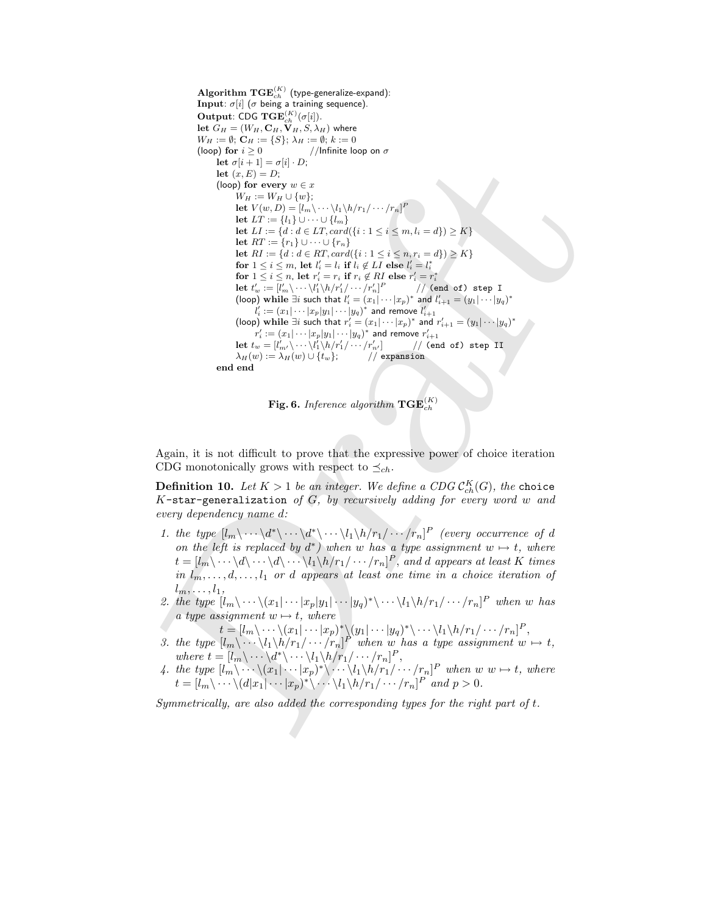```
Algorithm TGE_ch^(K) (type-generalize-expand):
Input: σ[i] (σ being a training sequence).
Output: CDG TGE_ch^(K)(σ[i]).
let G_H = (W_H, C_H, V_H, S, λ_H) where
W_H := ∅; C_H := {S}; λ_H := ∅; k := 0
(loop) for i ≥ 0                //Infinite loop on σ
    let σ[i+1] = σ[i] · D;
    let (x, E) = D;
    (loop) for every w ∈ x
        W_H := W_H ∪ {w};
        let V(w, D) = [l_m\ ··· \l_1\h/r_1/ ··· /r_n]^P
        let LT := {l_1} ∪ ··· ∪ {l_m}
        let LI := {d : d ∈ LT, card({i : 1 ≤ i ≤ m, l_i = d}) ≥ K}
        let RT := {r_1} ∪ ··· ∪ {r_n}
        let RI := {d : d ∈ RT, card({i : 1 ≤ i ≤ n, r_i = d}) ≥ K}
        for 1 ≤ i ≤ m, let l'_i = l_i if l_i ∉ LI else l'_i = l_i^*
        for 1 ≤ i ≤ n, let r'_i = r_i if r_i ∉ RI else r'_i = r_i^*
        let t'_w := [l'_m\ ··· \l'_1\h/r'_1/ ··· /r'_n]^P        // (end of) step I
        (loop) while ∃i such that l'_i = (x_1| ··· |x_p)^* and l'_{i+1} = (y_1| ··· |y_q)^*
            l'_i := (x_1| ··· |x_p|y_1| ··· |y_q)^* and remove l'_{i+1}
        (loop) while ∃i such that r'_i = (x_1| ··· |x_p)^* and r'_{i+1} = (y_1| ··· |y_q)^*
            r'_i := (x_1| ··· |x_p|y_1| ··· |y_q)^* and remove r'_{i+1}
        let t_w = [l'_{m'}\ ··· \l'_1\h/r'_1/ ··· /r'_{n'}]        // (end of) step II
        λ_H(w) := λ_H(w) ∪ {t_w};        // expansion
end end
```

**Fig. 6.** *Inference algorithm* $\mathbf{TGE}_{ch}^{(K)}$

Again, it is not difficult to prove that the expressive power of choice iteration CDG monotonically grows with respect to $\preceq_{ch}$.

**Definition 10.** *Let $K > 1$ be an integer. We define a CDG $\mathcal{C}_{ch}^{K}(G)$, the* choice $K$-star-generalization *of $G$, by recursively adding for every word $w$ and every dependency name $d$:*

1. *the type $[l_m\backslash \cdots \backslash d^*\backslash \cdots \backslash l_1\backslash h/r_1/\cdots/r_n]^P$ (every occurrence of $d$ on the left is replaced by $d^*$) when $w$ has a type assignment $w \mapsto t$, where $t = [l_m\backslash \cdots \backslash d\backslash \cdots \backslash d\backslash \cdots \backslash l_1\backslash h/r_1/\cdots/r_n]^P$, and $d$ appears at least $K$ times in $l_m, \ldots, d, \ldots, l_1$ or $d$ appears at least one time in a choice iteration of $l_m, \ldots, l_1$,*
2. *the type $[l_m\backslash \cdots \backslash (x_1|\cdots|x_p|y_1|\cdots|y_q)^*\backslash \cdots \backslash l_1\backslash h/r_1/\cdots/r_n]^P$ when $w$ has a type assignment $w \mapsto t$, where*
$$t = [l_m\backslash \cdots \backslash (x_1|\cdots|x_p)^*\backslash (y_1|\cdots|y_q)^*\backslash \cdots \backslash l_1\backslash h/r_1/\cdots/r_n]^P,$$
3. *the type $[l_m\backslash \cdots \backslash l_1\backslash h/r_1/\cdots/r_n]^P$ when $w$ has a type assignment $w \mapsto t$, where $t = [l_m\backslash \cdots \backslash d^*\backslash \cdots \backslash l_1\backslash h/r_1/\cdots/r_n]^P$,*
4. *the type $[l_m\backslash \cdots \backslash (x_1|\cdots|x_p)^*\backslash \cdots \backslash l_1\backslash h/r_1/\cdots/r_n]^P$ when $w$ $w \mapsto t$, where $t = [l_m\backslash \cdots \backslash (d|x_1|\cdots|x_p)^*\backslash \cdots \backslash l_1\backslash h/r_1/\cdots/r_n]^P$ and $p > 0$.*

*Symmetrically, are also added the corresponding types for the right part of $t$.*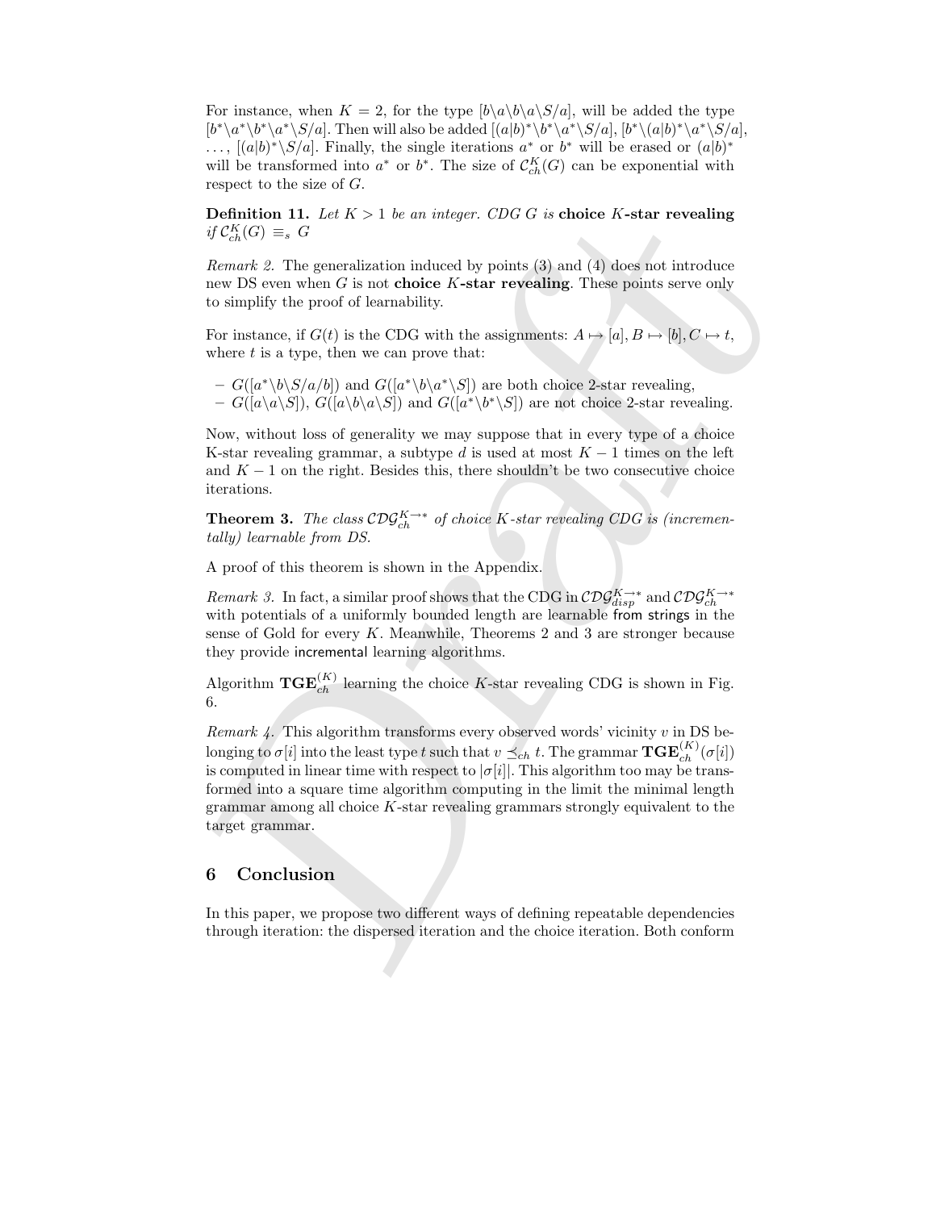For instance, when $K = 2$, for the type $[b\backslash a\backslash b\backslash a\backslash S/a]$, will be added the type $[b^*\backslash a^*\backslash b^*\backslash a^*\backslash S/a]$. Then will also be added $[(a|b)^*\backslash b^*\backslash a^*\backslash S/a]$, $[b^*\backslash (a|b)^*\backslash a^*\backslash S/a]$, $\ldots$, $[(a|b)^*\backslash S/a]$. Finally, the single iterations $a^*$ or $b^*$ will be erased or $(a|b)^*$ will be transformed into $a^*$ or $b^*$. The size of $\mathcal{C}_{ch}^K(G)$ can be exponential with respect to the size of $G$.

**Definition 11.** *Let $K > 1$ be an integer. CDG $G$ is* **choice $K$-star revealing** *if $\mathcal{C}_{ch}^K(G) \equiv_s G$*

*Remark 2.* The generalization induced by points (3) and (4) does not introduce new DS even when $G$ is not **choice $K$-star revealing**. These points serve only to simplify the proof of learnability.

For instance, if $G(t)$ is the CDG with the assignments: $A \mapsto [a], B \mapsto [b], C \mapsto t$, where $t$ is a type, then we can prove that:

- $G([a^*\backslash b\backslash S/a/b])$ and $G([a^*\backslash b\backslash a^*\backslash S])$ are both choice 2-star revealing,
- $G([a\backslash a\backslash S])$, $G([a\backslash b\backslash a\backslash S])$ and $G([a^*\backslash b^*\backslash S])$ are not choice 2-star revealing.

Now, without loss of generality we may suppose that in every type of a choice K-star revealing grammar, a subtype $d$ is used at most $K - 1$ times on the left and $K - 1$ on the right. Besides this, there shouldn't be two consecutive choice iterations.

**Theorem 3.** *The class $\mathcal{CDG}_{ch}^{K\rightarrow *}$ of choice $K$-star revealing CDG is (incrementally) learnable from DS.*

A proof of this theorem is shown in the Appendix.

*Remark 3.* In fact, a similar proof shows that the CDG in $\mathcal{CDG}_{disp}^{K\rightarrow *}$ and $\mathcal{CDG}_{ch}^{K\rightarrow *}$ with potentials of a uniformly bounded length are learnable from strings in the sense of Gold for every $K$. Meanwhile, Theorems 2 and 3 are stronger because they provide incremental learning algorithms.

Algorithm $\mathbf{TGE}_{ch}^{(K)}$ learning the choice $K$-star revealing CDG is shown in Fig. 6.

*Remark 4.* This algorithm transforms every observed words' vicinity $v$ in DS belonging to $\sigma[i]$ into the least type $t$ such that $v \preceq_{ch} t$. The grammar $\mathbf{TGE}_{ch}^{(K)}(\sigma[i])$ is computed in linear time with respect to $|\sigma[i]|$. This algorithm too may be transformed into a square time algorithm computing in the limit the minimal length grammar among all choice $K$-star revealing grammars strongly equivalent to the target grammar.

## 6 Conclusion

In this paper, we propose two different ways of defining repeatable dependencies through iteration: the dispersed iteration and the choice iteration. Both conform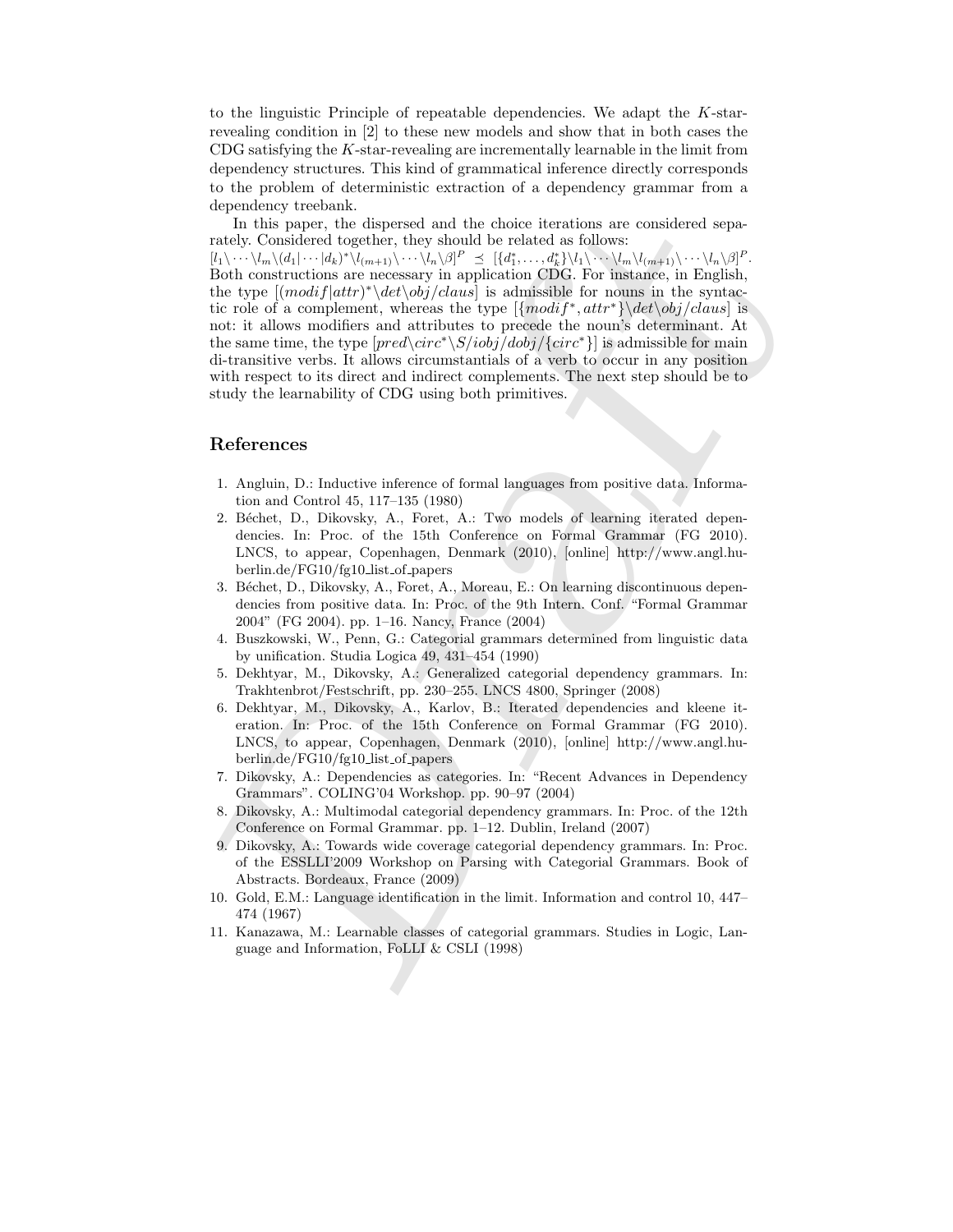to the linguistic Principle of repeatable dependencies. We adapt the $K$-star-revealing condition in [2] to these new models and show that in both cases the CDG satisfying the $K$-star-revealing are incrementally learnable in the limit from dependency structures. This kind of grammatical inference directly corresponds to the problem of deterministic extraction of a dependency grammar from a dependency treebank.

In this paper, the dispersed and the choice iterations are considered separately. Considered together, they should be related as follows:
$[l_1\backslash\cdots\backslash l_m\backslash(d_1|\cdots|d_k)^*\backslash l_{(m+1)}\backslash\cdots\backslash l_n\backslash\beta]^P \preceq [\{d_1^*,\ldots,d_k^*\}\backslash l_1\backslash\cdots\backslash l_m\backslash l_{(m+1)}\backslash\cdots\backslash l_n\backslash\beta]^P$.
Both constructions are necessary in application CDG. For instance, in English, the type $[(modif|attr)^*\backslash det\backslash obj/claus]$ is admissible for nouns in the syntactic role of a complement, whereas the type $[\{modif^*, attr^*\}\backslash det\backslash obj/claus]$ is not: it allows modifiers and attributes to precede the noun's determinant. At the same time, the type $[pred\backslash circ^*\backslash S/iobj/dobj/\{circ^*\}]$ is admissible for main di-transitive verbs. It allows circumstantials of a verb to occur in any position with respect to its direct and indirect complements. The next step should be to study the learnability of CDG using both primitives.

## References

1. Angluin, D.: Inductive inference of formal languages from positive data. Information and Control 45, 117–135 (1980)
2. Béchet, D., Dikovsky, A., Foret, A.: Two models of learning iterated dependencies. In: Proc. of the 15th Conference on Formal Grammar (FG 2010). LNCS, to appear, Copenhagen, Denmark (2010), [online] http://www.angl.hu-berlin.de/FG10/fg10_list_of_papers
3. Béchet, D., Dikovsky, A., Foret, A., Moreau, E.: On learning discontinuous dependencies from positive data. In: Proc. of the 9th Intern. Conf. "Formal Grammar 2004" (FG 2004). pp. 1–16. Nancy, France (2004)
4. Buszkowski, W., Penn, G.: Categorial grammars determined from linguistic data by unification. Studia Logica 49, 431–454 (1990)
5. Dekhtyar, M., Dikovsky, A.: Generalized categorial dependency grammars. In: Trakhtenbrot/Festschrift, pp. 230–255. LNCS 4800, Springer (2008)
6. Dekhtyar, M., Dikovsky, A., Karlov, B.: Iterated dependencies and kleene iteration. In: Proc. of the 15th Conference on Formal Grammar (FG 2010). LNCS, to appear, Copenhagen, Denmark (2010), [online] http://www.angl.hu-berlin.de/FG10/fg10_list_of_papers
7. Dikovsky, A.: Dependencies as categories. In: "Recent Advances in Dependency Grammars". COLING'04 Workshop. pp. 90–97 (2004)
8. Dikovsky, A.: Multimodal categorial dependency grammars. In: Proc. of the 12th Conference on Formal Grammar. pp. 1–12. Dublin, Ireland (2007)
9. Dikovsky, A.: Towards wide coverage categorial dependency grammars. In: Proc. of the ESSLLI'2009 Workshop on Parsing with Categorial Grammars. Book of Abstracts. Bordeaux, France (2009)
10. Gold, E.M.: Language identification in the limit. Information and control 10, 447–474 (1967)
11. Kanazawa, M.: Learnable classes of categorial grammars. Studies in Logic, Language and Information, FoLLI & CSLI (1998)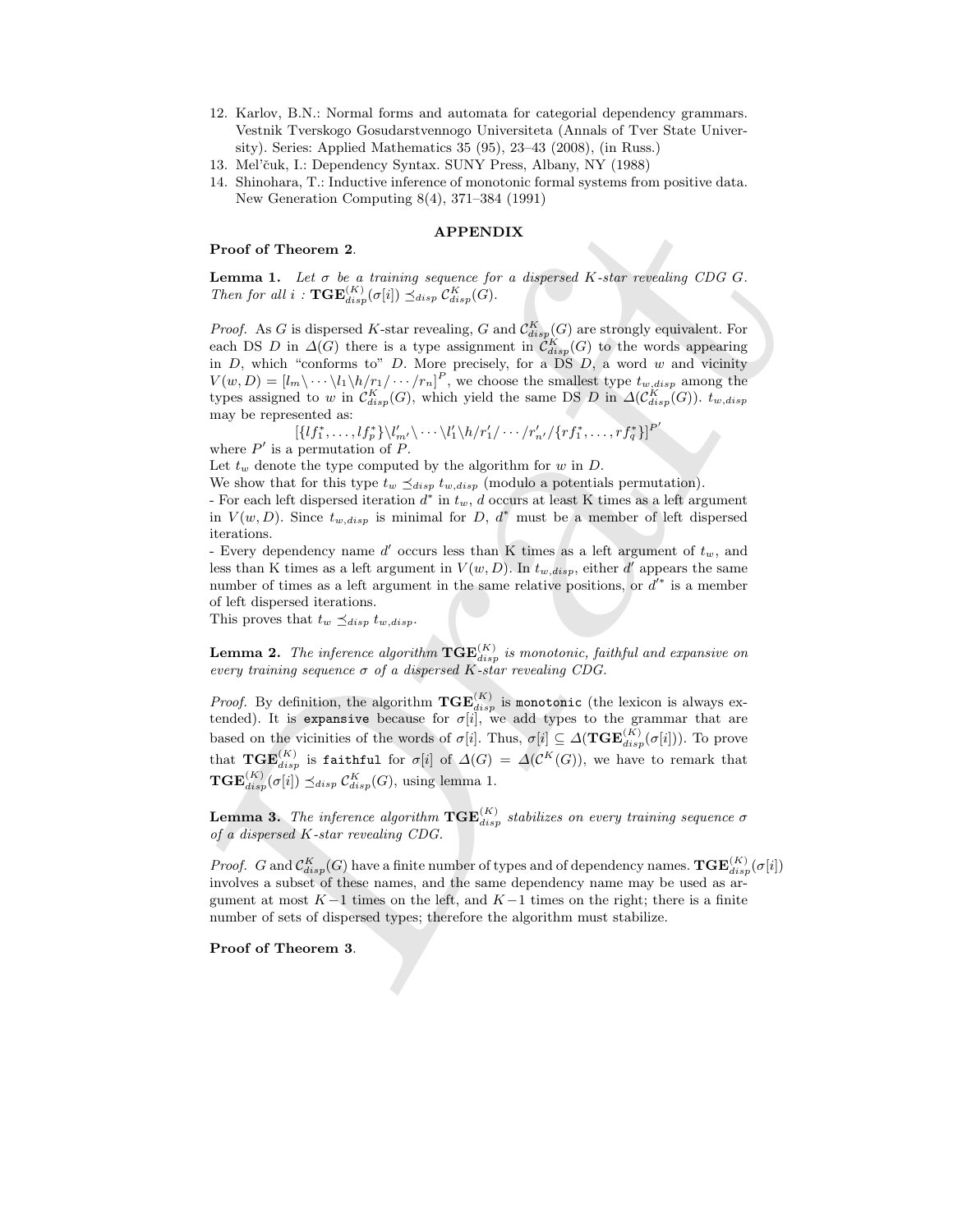12. Karlov, B.N.: Normal forms and automata for categorial dependency grammars. Vestnik Tverskogo Gosudarstvennogo Universiteta (Annals of Tver State University). Series: Applied Mathematics 35 (95), 23–43 (2008), (in Russ.)
13. Mel'čuk, I.: Dependency Syntax. SUNY Press, Albany, NY (1988)
14. Shinohara, T.: Inductive inference of monotonic formal systems from positive data. New Generation Computing 8(4), 371–384 (1991)

## APPENDIX

**Proof of Theorem 2**.

**Lemma 1.** *Let $\sigma$ be a training sequence for a dispersed K-star revealing CDG G. Then for all i : $\mathbf{TGE}^{(K)}_{disp}(\sigma[i]) \preceq_{disp} \mathcal{C}^K_{disp}(G)$.*

*Proof.* As $G$ is dispersed $K$-star revealing, $G$ and $\mathcal{C}^K_{disp}(G)$ are strongly equivalent. For each DS $D$ in $\Delta(G)$ there is a type assignment in $\mathcal{C}^K_{disp}(G)$ to the words appearing in $D$, which "conforms to" $D$. More precisely, for a DS $D$, a word $w$ and vicinity $V(w,D) = [l_m\backslash\cdots\backslash l_1\backslash h/r_1/\cdots/r_n]^P$, we choose the smallest type $t_{w,disp}$ among the types assigned to $w$ in $\mathcal{C}^K_{disp}(G)$, which yield the same DS $D$ in $\Delta(\mathcal{C}^K_{disp}(G))$. $t_{w,disp}$ may be represented as:

$$[\{lf_1^*,\ldots,lf_p^*\}\backslash l'_{m'}\backslash\cdots\backslash l'_1\backslash h/r'_1/\cdots/r'_{n'}/\{rf_1^*,\ldots,rf_q^*\}]^{P'}$$

where $P'$ is a permutation of $P$.

Let $t_w$ denote the type computed by the algorithm for $w$ in $D$.

We show that for this type $t_w \preceq_{disp} t_{w,disp}$ (modulo a potentials permutation).

- For each left dispersed iteration $d^*$ in $t_w$, $d$ occurs at least K times as a left argument in $V(w,D)$. Since $t_{w,disp}$ is minimal for $D$, $d^*$ must be a member of left dispersed iterations.
- Every dependency name $d'$ occurs less than K times as a left argument of $t_w$, and less than K times as a left argument in $V(w,D)$. In $t_{w,disp}$, either $d'$ appears the same number of times as a left argument in the same relative positions, or $d'^*$ is a member of left dispersed iterations.

This proves that $t_w \preceq_{disp} t_{w,disp}$.

**Lemma 2.** *The inference algorithm $\mathbf{TGE}^{(K)}_{disp}$ is monotonic, faithful and expansive on every training sequence $\sigma$ of a dispersed K-star revealing CDG.*

*Proof.* By definition, the algorithm $\mathbf{TGE}^{(K)}_{disp}$ is `monotonic` (the lexicon is always extended). It is `expansive` because for $\sigma[i]$, we add types to the grammar that are based on the vicinities of the words of $\sigma[i]$. Thus, $\sigma[i] \subseteq \Delta(\mathbf{TGE}^{(K)}_{disp}(\sigma[i]))$. To prove that $\mathbf{TGE}^{(K)}_{disp}$ is `faithful` for $\sigma[i]$ of $\Delta(G) = \Delta(\mathcal{C}^K(G))$, we have to remark that $\mathbf{TGE}^{(K)}_{disp}(\sigma[i]) \preceq_{disp} \mathcal{C}^K_{disp}(G)$, using lemma 1.

**Lemma 3.** *The inference algorithm $\mathbf{TGE}^{(K)}_{disp}$ stabilizes on every training sequence $\sigma$ of a dispersed K-star revealing CDG.*

*Proof.* $G$ and $\mathcal{C}^K_{disp}(G)$ have a finite number of types and of dependency names. $\mathbf{TGE}^{(K)}_{disp}(\sigma[i])$ involves a subset of these names, and the same dependency name may be used as argument at most $K-1$ times on the left, and $K-1$ times on the right; there is a finite number of sets of dispersed types; therefore the algorithm must stabilize.

**Proof of Theorem 3**.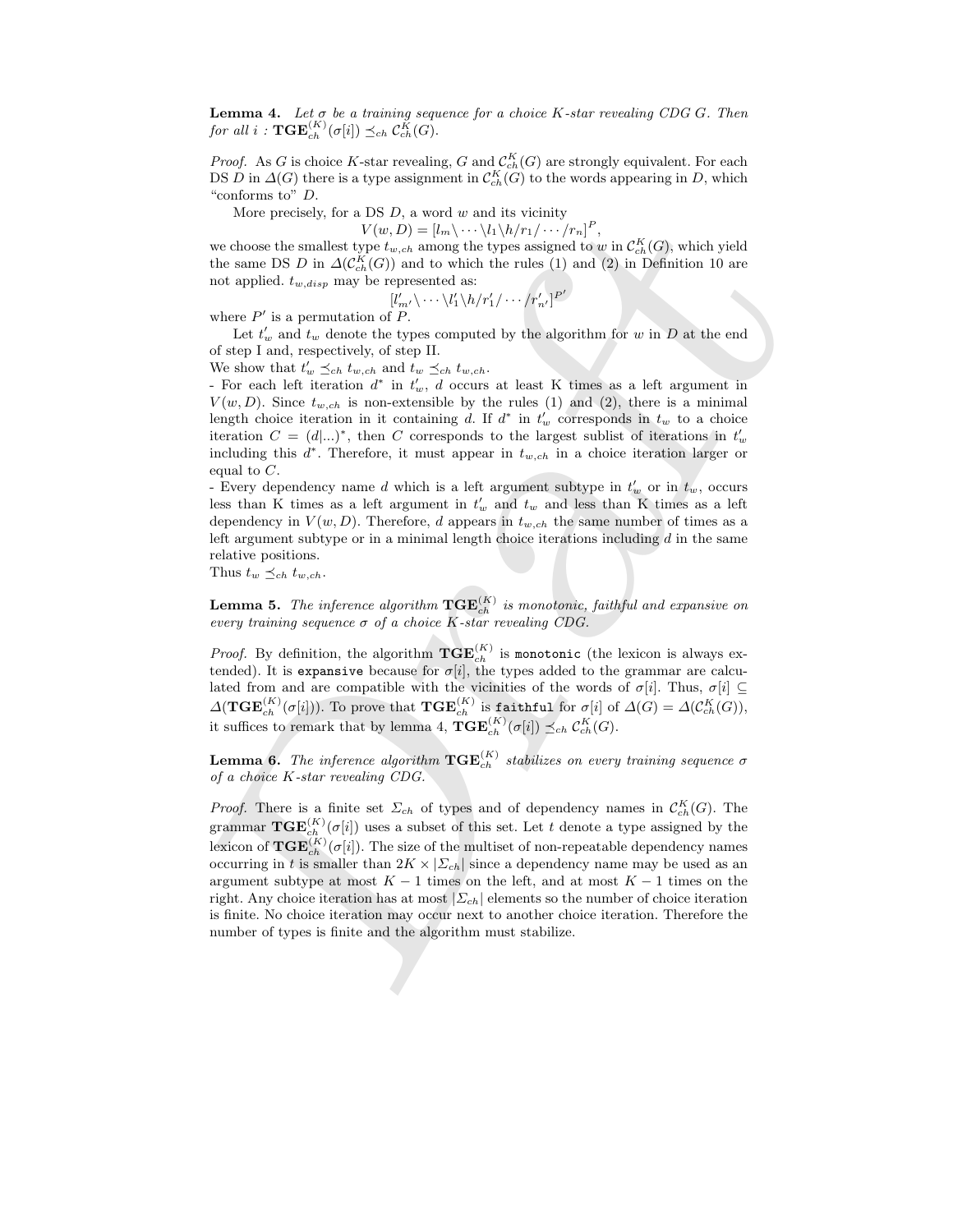**Lemma 4.** *Let $\sigma$ be a training sequence for a choice $K$-star revealing CDG $G$. Then for all $i$ : $\mathbf{TGE}_{ch}^{(K)}(\sigma[i]) \preceq_{ch} \mathcal{C}_{ch}^{K}(G)$.*

*Proof.* As $G$ is choice $K$-star revealing, $G$ and $\mathcal{C}_{ch}^{K}(G)$ are strongly equivalent. For each DS $D$ in $\Delta(G)$ there is a type assignment in $\mathcal{C}_{ch}^{K}(G)$ to the words appearing in $D$, which "conforms to" $D$.

More precisely, for a DS $D$, a word $w$ and its vicinity

$$V(w, D) = [l_m \backslash \cdots \backslash l_1 \backslash h / r_1 / \cdots / r_n]^P,$$

we choose the smallest type $t_{w,ch}$ among the types assigned to $w$ in $\mathcal{C}_{ch}^{K}(G)$, which yield the same DS $D$ in $\Delta(\mathcal{C}_{ch}^{K}(G))$ and to which the rules (1) and (2) in Definition 10 are not applied. $t_{w,disp}$ may be represented as:

$$[l'_{m'} \backslash \cdots \backslash l'_1 \backslash h / r'_1 / \cdots / r'_{n'}]^{P'}$$

where $P'$ is a permutation of $P$.

Let $t'_w$ and $t_w$ denote the types computed by the algorithm for $w$ in $D$ at the end of step I and, respectively, of step II.

We show that $t'_w \preceq_{ch} t_{w,ch}$ and $t_w \preceq_{ch} t_{w,ch}$.

- For each left iteration $d^*$ in $t'_w$, $d$ occurs at least K times as a left argument in $V(w, D)$. Since $t_{w,ch}$ is non-extensible by the rules (1) and (2), there is a minimal length choice iteration in it containing $d$. If $d^*$ in $t'_w$ corresponds in $t_w$ to a choice iteration $C = (d|...)^*$, then $C$ corresponds to the largest sublist of iterations in $t'_w$ including this $d^*$. Therefore, it must appear in $t_{w,ch}$ in a choice iteration larger or equal to $C$.
- Every dependency name $d$ which is a left argument subtype in $t'_w$ or in $t_w$, occurs less than K times as a left argument in $t'_w$ and $t_w$ and less than K times as a left dependency in $V(w, D)$. Therefore, $d$ appears in $t_{w,ch}$ the same number of times as a left argument subtype or in a minimal length choice iterations including $d$ in the same relative positions.

Thus $t_w \preceq_{ch} t_{w,ch}$.

**Lemma 5.** *The inference algorithm $\mathbf{TGE}_{ch}^{(K)}$ is monotonic, faithful and expansive on every training sequence $\sigma$ of a choice $K$-star revealing CDG.*

*Proof.* By definition, the algorithm $\mathbf{TGE}_{ch}^{(K)}$ is `monotonic` (the lexicon is always extended). It is `expansive` because for $\sigma[i]$, the types added to the grammar are calculated from and are compatible with the vicinities of the words of $\sigma[i]$. Thus, $\sigma[i] \subseteq \Delta(\mathbf{TGE}_{ch}^{(K)}(\sigma[i]))$. To prove that $\mathbf{TGE}_{ch}^{(K)}$ is `faithful` for $\sigma[i]$ of $\Delta(G) = \Delta(\mathcal{C}_{ch}^{K}(G))$, it suffices to remark that by lemma 4, $\mathbf{TGE}_{ch}^{(K)}(\sigma[i]) \preceq_{ch} \mathcal{C}_{ch}^{K}(G)$.

**Lemma 6.** *The inference algorithm $\mathbf{TGE}_{ch}^{(K)}$ stabilizes on every training sequence $\sigma$ of a choice $K$-star revealing CDG.*

*Proof.* There is a finite set $\Sigma_{ch}$ of types and of dependency names in $\mathcal{C}_{ch}^{K}(G)$. The grammar $\mathbf{TGE}_{ch}^{(K)}(\sigma[i])$ uses a subset of this set. Let $t$ denote a type assigned by the lexicon of $\mathbf{TGE}_{ch}^{(K)}(\sigma[i])$. The size of the multiset of non-repeatable dependency names occurring in $t$ is smaller than $2K \times |\Sigma_{ch}|$ since a dependency name may be used as an argument subtype at most $K - 1$ times on the left, and at most $K - 1$ times on the right. Any choice iteration has at most $|\Sigma_{ch}|$ elements so the number of choice iteration is finite. No choice iteration may occur next to another choice iteration. Therefore the number of types is finite and the algorithm must stabilize.